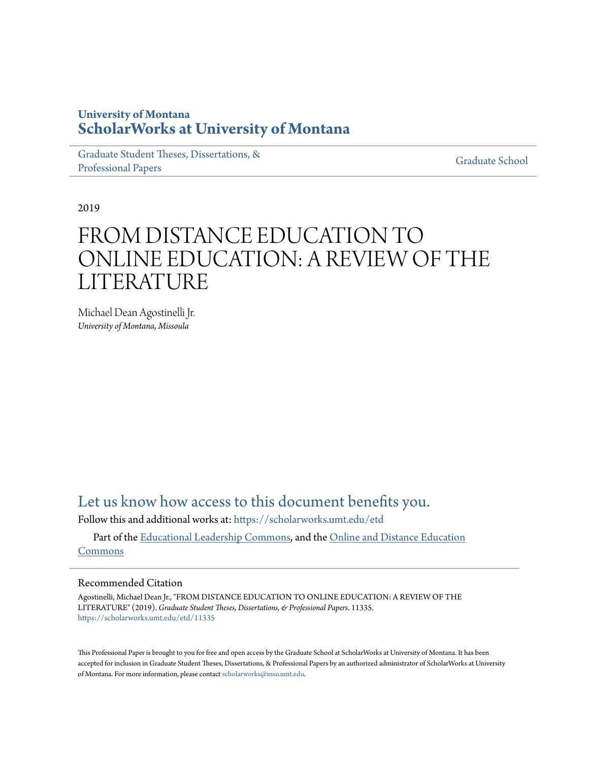University of Montana

# ScholarWorks at University of Montana

Graduate Student Theses, Dissertations, & Professional Papers | Graduate School

2019

# FROM DISTANCE EDUCATION TO ONLINE EDUCATION: A REVIEW OF THE LITERATURE

Michael Dean Agostinelli Jr.
*University of Montana, Missoula*

## Let us know how access to this document benefits you.

Follow this and additional works at: https://scholarworks.umt.edu/etd

Part of the Educational Leadership Commons, and the Online and Distance Education Commons

### Recommended Citation

Agostinelli, Michael Dean Jr., "FROM DISTANCE EDUCATION TO ONLINE EDUCATION: A REVIEW OF THE LITERATURE" (2019). *Graduate Student Theses, Dissertations, & Professional Papers*. 11335.
https://scholarworks.umt.edu/etd/11335

This Professional Paper is brought to you for free and open access by the Graduate School at ScholarWorks at University of Montana. It has been accepted for inclusion in Graduate Student Theses, Dissertations, & Professional Papers by an authorized administrator of ScholarWorks at University of Montana. For more information, please contact scholarworks@mso.umt.edu.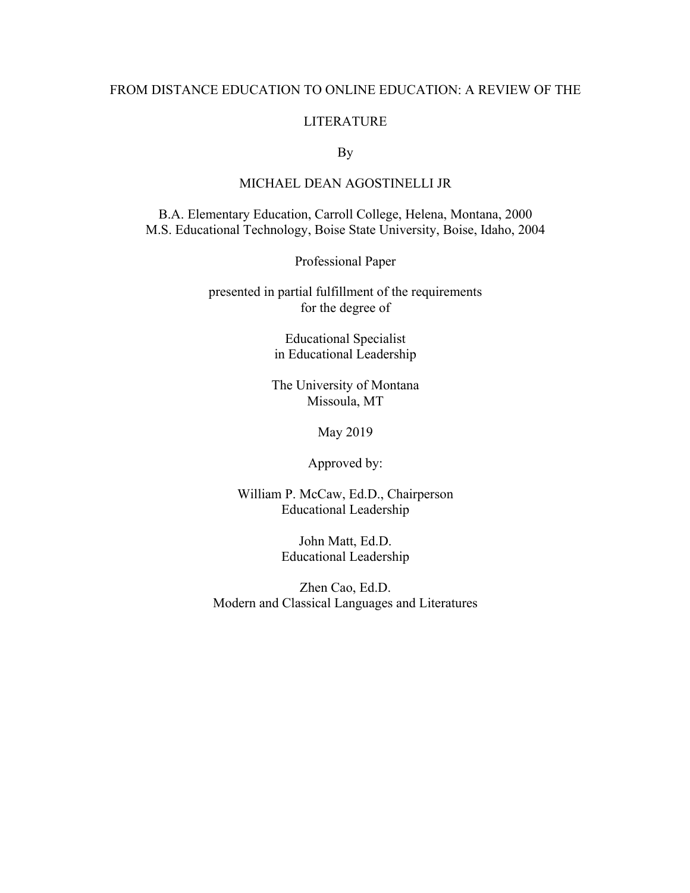# FROM DISTANCE EDUCATION TO ONLINE EDUCATION: A REVIEW OF THE LITERATURE

By

MICHAEL DEAN AGOSTINELLI JR

B.A. Elementary Education, Carroll College, Helena, Montana, 2000
M.S. Educational Technology, Boise State University, Boise, Idaho, 2004

Professional Paper

presented in partial fulfillment of the requirements
for the degree of

Educational Specialist
in Educational Leadership

The University of Montana
Missoula, MT

May 2019

Approved by:

William P. McCaw, Ed.D., Chairperson
Educational Leadership

John Matt, Ed.D.
Educational Leadership

Zhen Cao, Ed.D.
Modern and Classical Languages and Literatures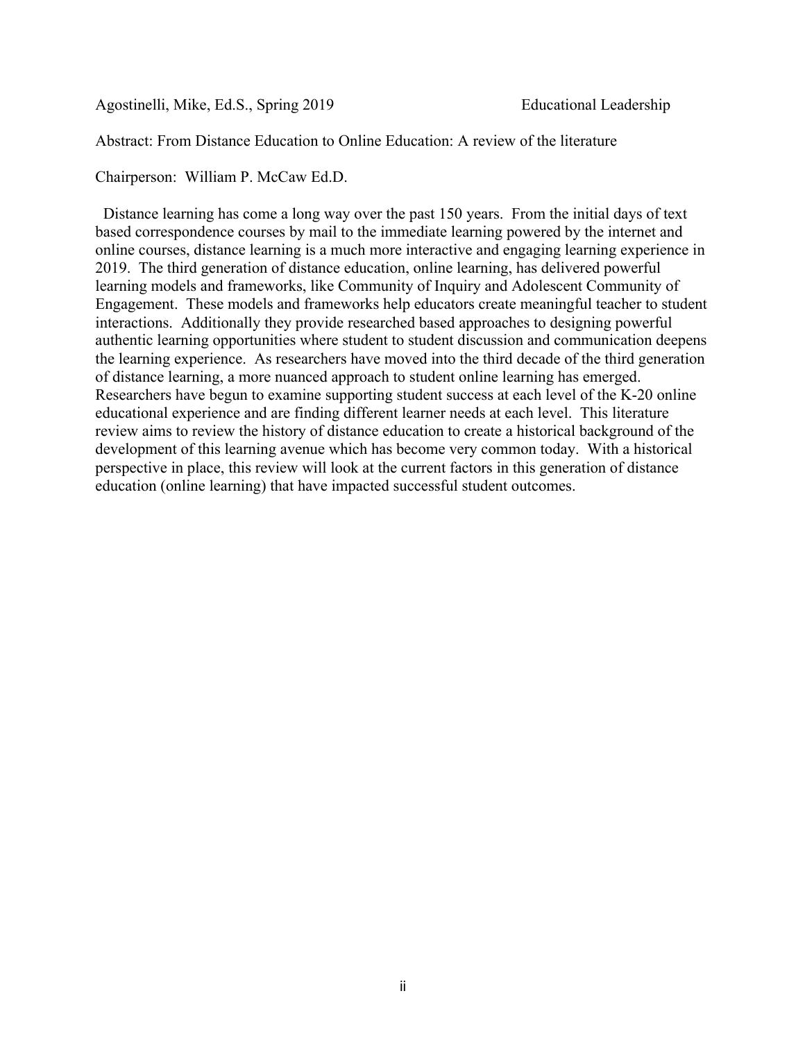Agostinelli, Mike, Ed.S., Spring 2019 Educational Leadership

Abstract: From Distance Education to Online Education: A review of the literature

Chairperson: William P. McCaw Ed.D.

Distance learning has come a long way over the past 150 years. From the initial days of text based correspondence courses by mail to the immediate learning powered by the internet and online courses, distance learning is a much more interactive and engaging learning experience in 2019. The third generation of distance education, online learning, has delivered powerful learning models and frameworks, like Community of Inquiry and Adolescent Community of Engagement. These models and frameworks help educators create meaningful teacher to student interactions. Additionally they provide researched based approaches to designing powerful authentic learning opportunities where student to student discussion and communication deepens the learning experience. As researchers have moved into the third decade of the third generation of distance learning, a more nuanced approach to student online learning has emerged. Researchers have begun to examine supporting student success at each level of the K-20 online educational experience and are finding different learner needs at each level. This literature review aims to review the history of distance education to create a historical background of the development of this learning avenue which has become very common today. With a historical perspective in place, this review will look at the current factors in this generation of distance education (online learning) that have impacted successful student outcomes.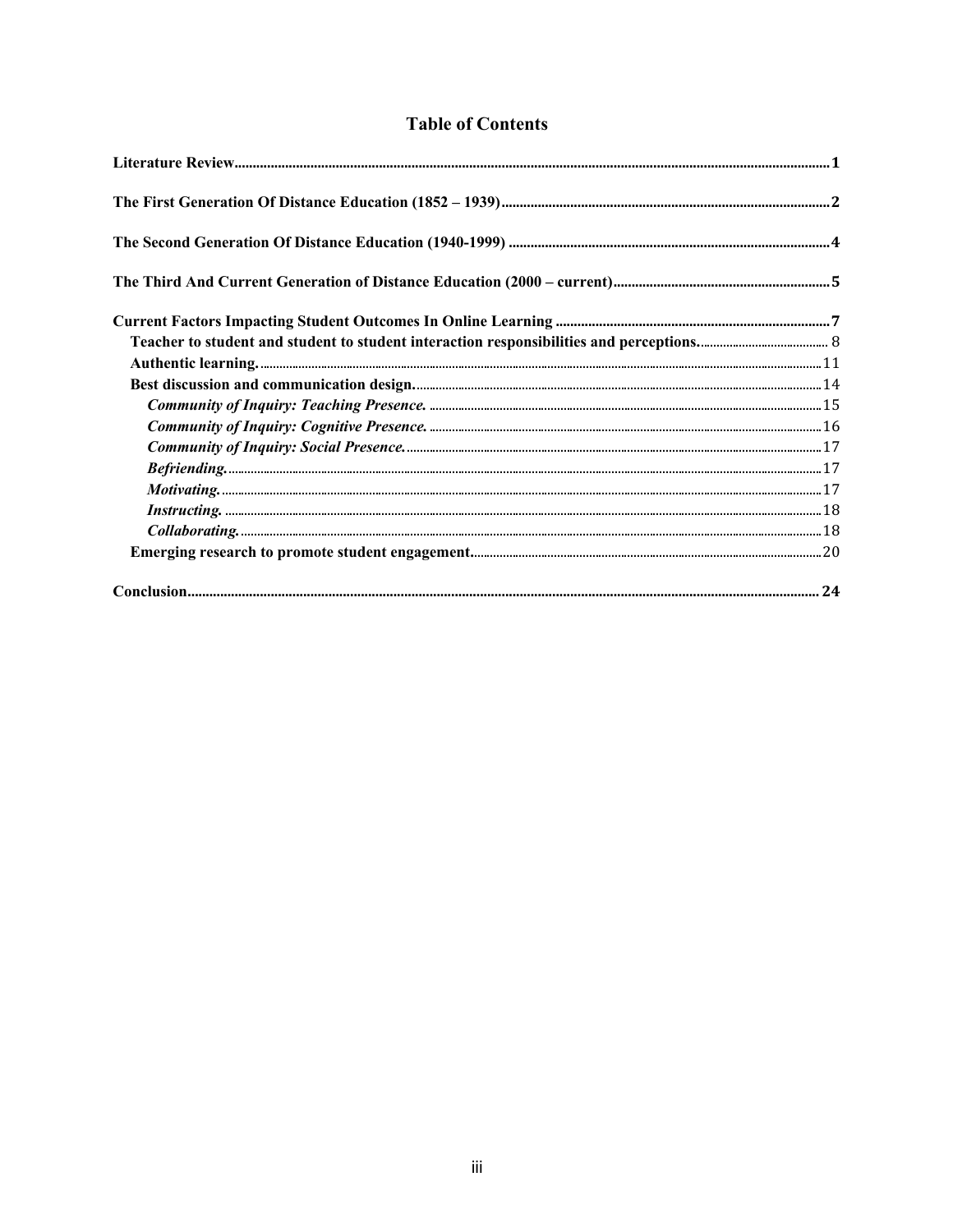# Table of Contents

**Literature Review** .......... **1**

**The First Generation Of Distance Education (1852 – 1939)** .......... **2**

**The Second Generation Of Distance Education (1940-1999)** .......... **4**

**The Third And Current Generation of Distance Education (2000 – current)** .......... **5**

**Current Factors Impacting Student Outcomes In Online Learning** .......... **7**

- **Teacher to student and student to student interaction responsibilities and perceptions.** .......... 8
- **Authentic learning.** .......... 11
- **Best discussion and communication design.** .......... 14
  - ***Community of Inquiry: Teaching Presence.*** .......... 15
  - ***Community of Inquiry: Cognitive Presence.*** .......... 16
  - ***Community of Inquiry: Social Presence.*** .......... 17
  - ***Befriending.*** .......... 17
  - ***Motivating.*** .......... 17
  - ***Instructing.*** .......... 18
  - ***Collaborating.*** .......... 18
- **Emerging research to promote student engagement** .......... 20

**Conclusion** .......... **24**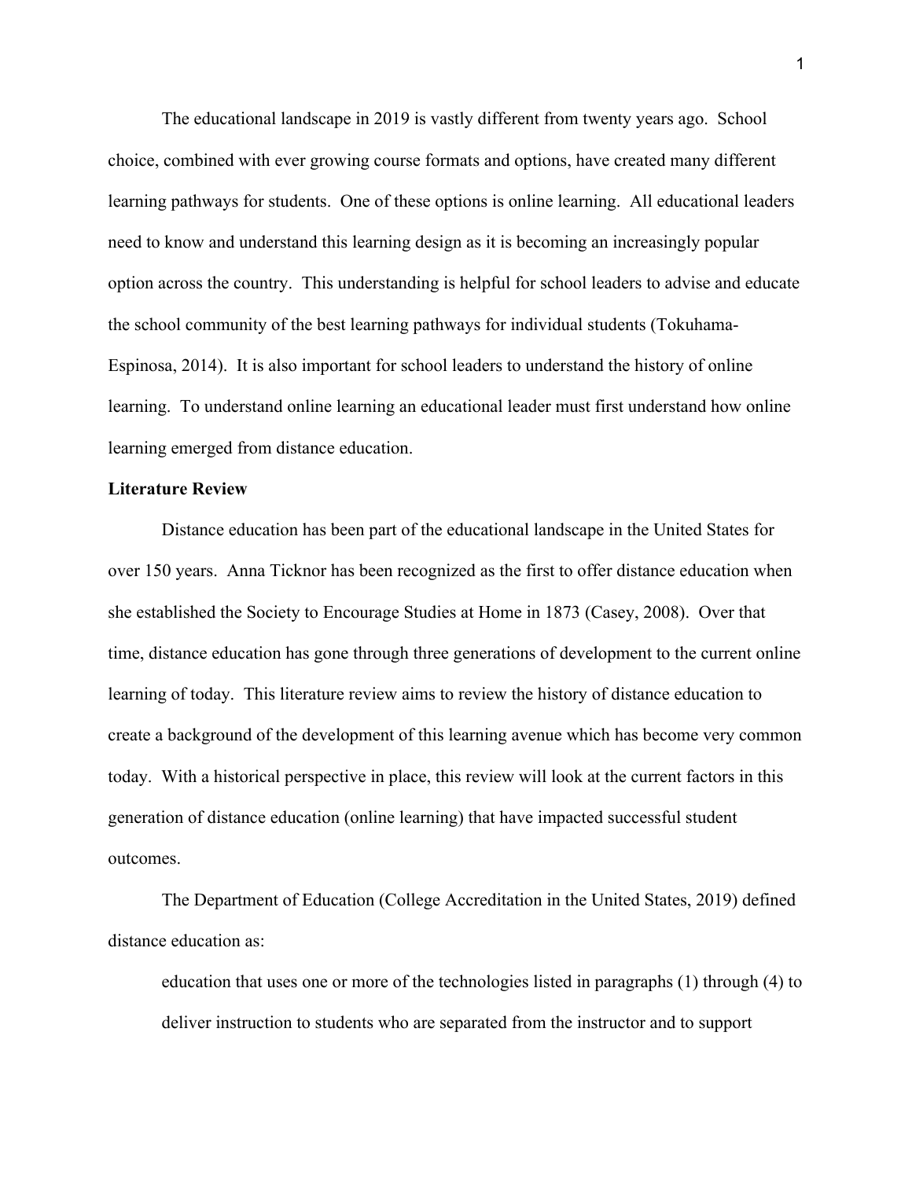The educational landscape in 2019 is vastly different from twenty years ago. School choice, combined with ever growing course formats and options, have created many different learning pathways for students. One of these options is online learning. All educational leaders need to know and understand this learning design as it is becoming an increasingly popular option across the country. This understanding is helpful for school leaders to advise and educate the school community of the best learning pathways for individual students (Tokuhama-Espinosa, 2014). It is also important for school leaders to understand the history of online learning. To understand online learning an educational leader must first understand how online learning emerged from distance education.

**Literature Review**

Distance education has been part of the educational landscape in the United States for over 150 years. Anna Ticknor has been recognized as the first to offer distance education when she established the Society to Encourage Studies at Home in 1873 (Casey, 2008). Over that time, distance education has gone through three generations of development to the current online learning of today. This literature review aims to review the history of distance education to create a background of the development of this learning avenue which has become very common today. With a historical perspective in place, this review will look at the current factors in this generation of distance education (online learning) that have impacted successful student outcomes.

The Department of Education (College Accreditation in the United States, 2019) defined distance education as:

> education that uses one or more of the technologies listed in paragraphs (1) through (4) to deliver instruction to students who are separated from the instructor and to support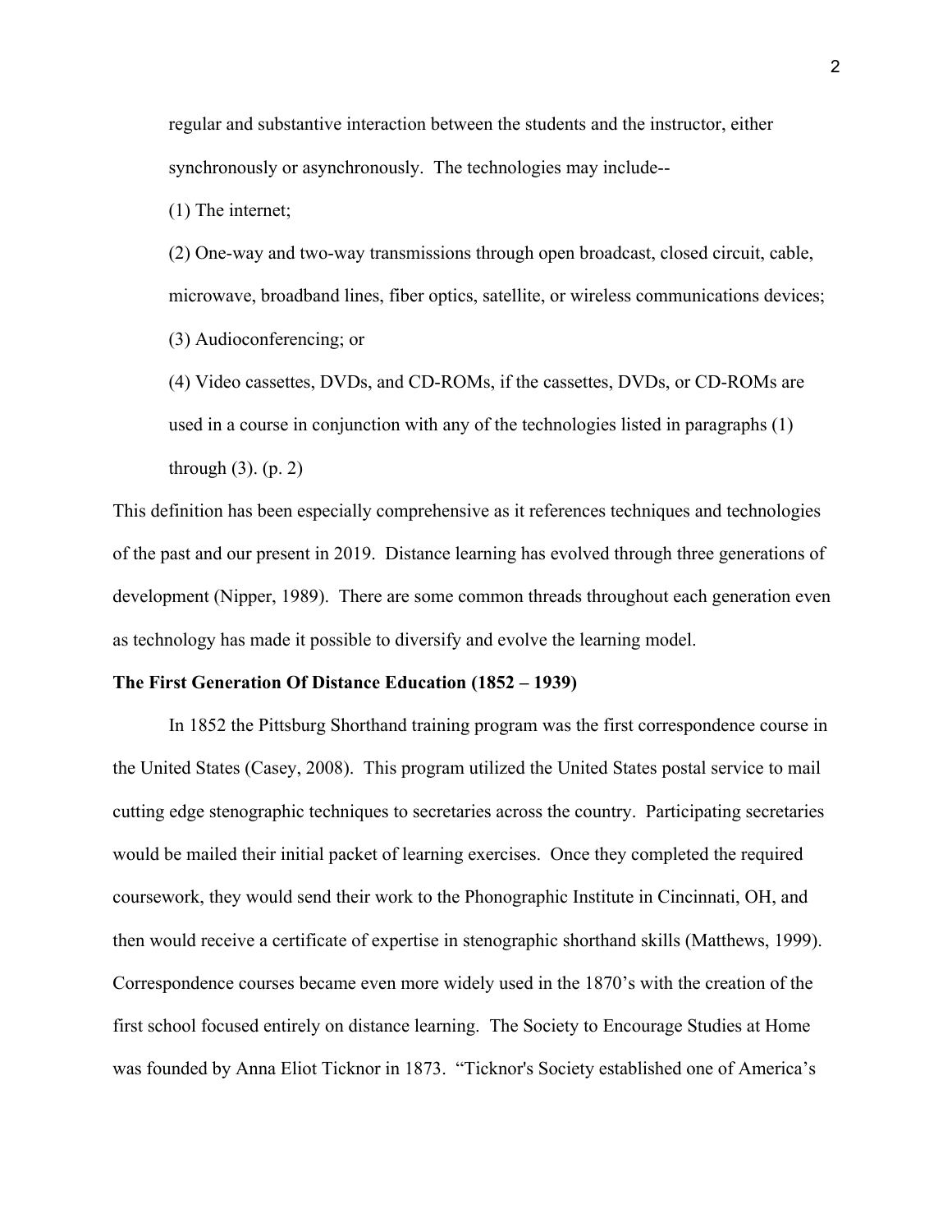> regular and substantive interaction between the students and the instructor, either synchronously or asynchronously. The technologies may include--
>
> (1) The internet;
>
> (2) One-way and two-way transmissions through open broadcast, closed circuit, cable, microwave, broadband lines, fiber optics, satellite, or wireless communications devices;
>
> (3) Audioconferencing; or
>
> (4) Video cassettes, DVDs, and CD-ROMs, if the cassettes, DVDs, or CD-ROMs are used in a course in conjunction with any of the technologies listed in paragraphs (1) through (3). (p. 2)

This definition has been especially comprehensive as it references techniques and technologies of the past and our present in 2019. Distance learning has evolved through three generations of development (Nipper, 1989). There are some common threads throughout each generation even as technology has made it possible to diversify and evolve the learning model.

**The First Generation Of Distance Education (1852 – 1939)**

In 1852 the Pittsburg Shorthand training program was the first correspondence course in the United States (Casey, 2008). This program utilized the United States postal service to mail cutting edge stenographic techniques to secretaries across the country. Participating secretaries would be mailed their initial packet of learning exercises. Once they completed the required coursework, they would send their work to the Phonographic Institute in Cincinnati, OH, and then would receive a certificate of expertise in stenographic shorthand skills (Matthews, 1999). Correspondence courses became even more widely used in the 1870's with the creation of the first school focused entirely on distance learning. The Society to Encourage Studies at Home was founded by Anna Eliot Ticknor in 1873. "Ticknor's Society established one of America's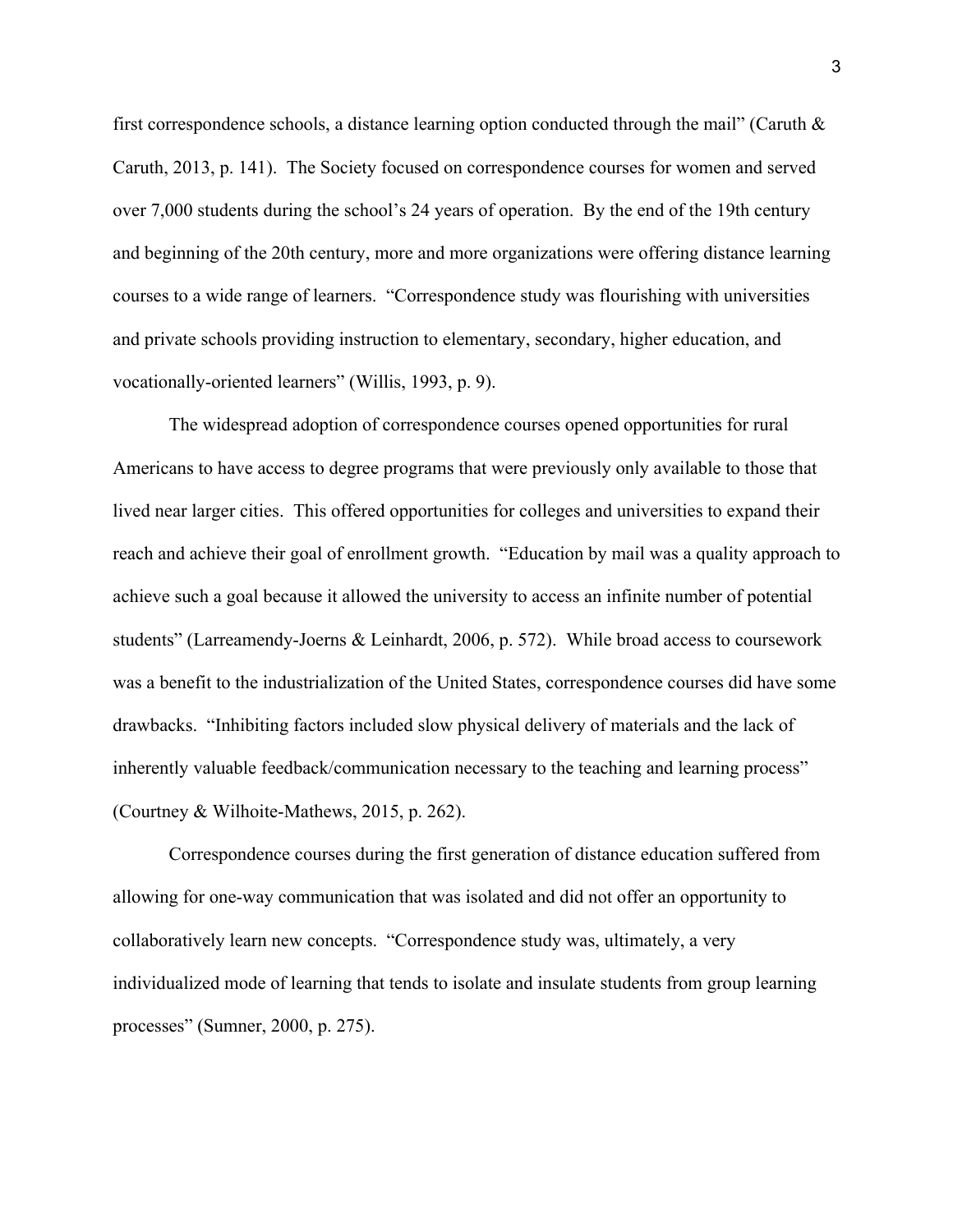first correspondence schools, a distance learning option conducted through the mail" (Caruth & Caruth, 2013, p. 141). The Society focused on correspondence courses for women and served over 7,000 students during the school's 24 years of operation. By the end of the 19th century and beginning of the 20th century, more and more organizations were offering distance learning courses to a wide range of learners. "Correspondence study was flourishing with universities and private schools providing instruction to elementary, secondary, higher education, and vocationally-oriented learners" (Willis, 1993, p. 9).

The widespread adoption of correspondence courses opened opportunities for rural Americans to have access to degree programs that were previously only available to those that lived near larger cities. This offered opportunities for colleges and universities to expand their reach and achieve their goal of enrollment growth. "Education by mail was a quality approach to achieve such a goal because it allowed the university to access an infinite number of potential students" (Larreamendy-Joerns & Leinhardt, 2006, p. 572). While broad access to coursework was a benefit to the industrialization of the United States, correspondence courses did have some drawbacks. "Inhibiting factors included slow physical delivery of materials and the lack of inherently valuable feedback/communication necessary to the teaching and learning process" (Courtney & Wilhoite-Mathews, 2015, p. 262).

Correspondence courses during the first generation of distance education suffered from allowing for one-way communication that was isolated and did not offer an opportunity to collaboratively learn new concepts. "Correspondence study was, ultimately, a very individualized mode of learning that tends to isolate and insulate students from group learning processes" (Sumner, 2000, p. 275).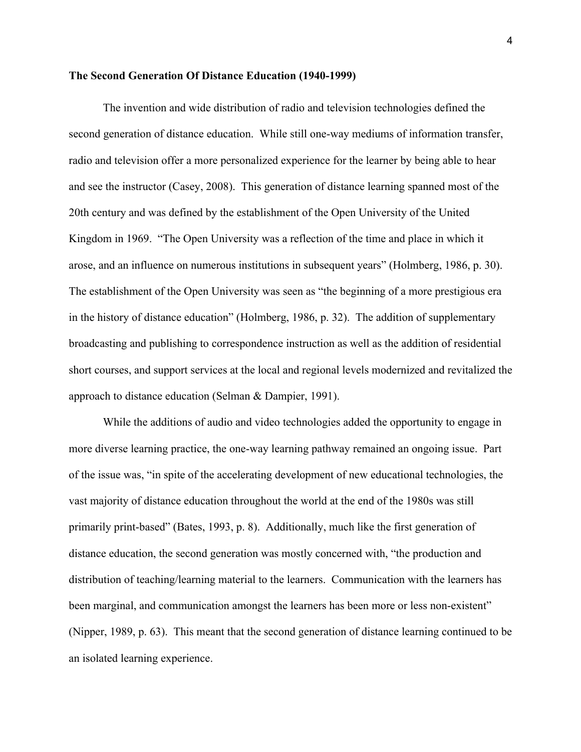**The Second Generation Of Distance Education (1940-1999)**

The invention and wide distribution of radio and television technologies defined the second generation of distance education. While still one-way mediums of information transfer, radio and television offer a more personalized experience for the learner by being able to hear and see the instructor (Casey, 2008). This generation of distance learning spanned most of the 20th century and was defined by the establishment of the Open University of the United Kingdom in 1969. "The Open University was a reflection of the time and place in which it arose, and an influence on numerous institutions in subsequent years" (Holmberg, 1986, p. 30). The establishment of the Open University was seen as "the beginning of a more prestigious era in the history of distance education" (Holmberg, 1986, p. 32). The addition of supplementary broadcasting and publishing to correspondence instruction as well as the addition of residential short courses, and support services at the local and regional levels modernized and revitalized the approach to distance education (Selman & Dampier, 1991).

While the additions of audio and video technologies added the opportunity to engage in more diverse learning practice, the one-way learning pathway remained an ongoing issue. Part of the issue was, "in spite of the accelerating development of new educational technologies, the vast majority of distance education throughout the world at the end of the 1980s was still primarily print-based" (Bates, 1993, p. 8). Additionally, much like the first generation of distance education, the second generation was mostly concerned with, "the production and distribution of teaching/learning material to the learners. Communication with the learners has been marginal, and communication amongst the learners has been more or less non-existent" (Nipper, 1989, p. 63). This meant that the second generation of distance learning continued to be an isolated learning experience.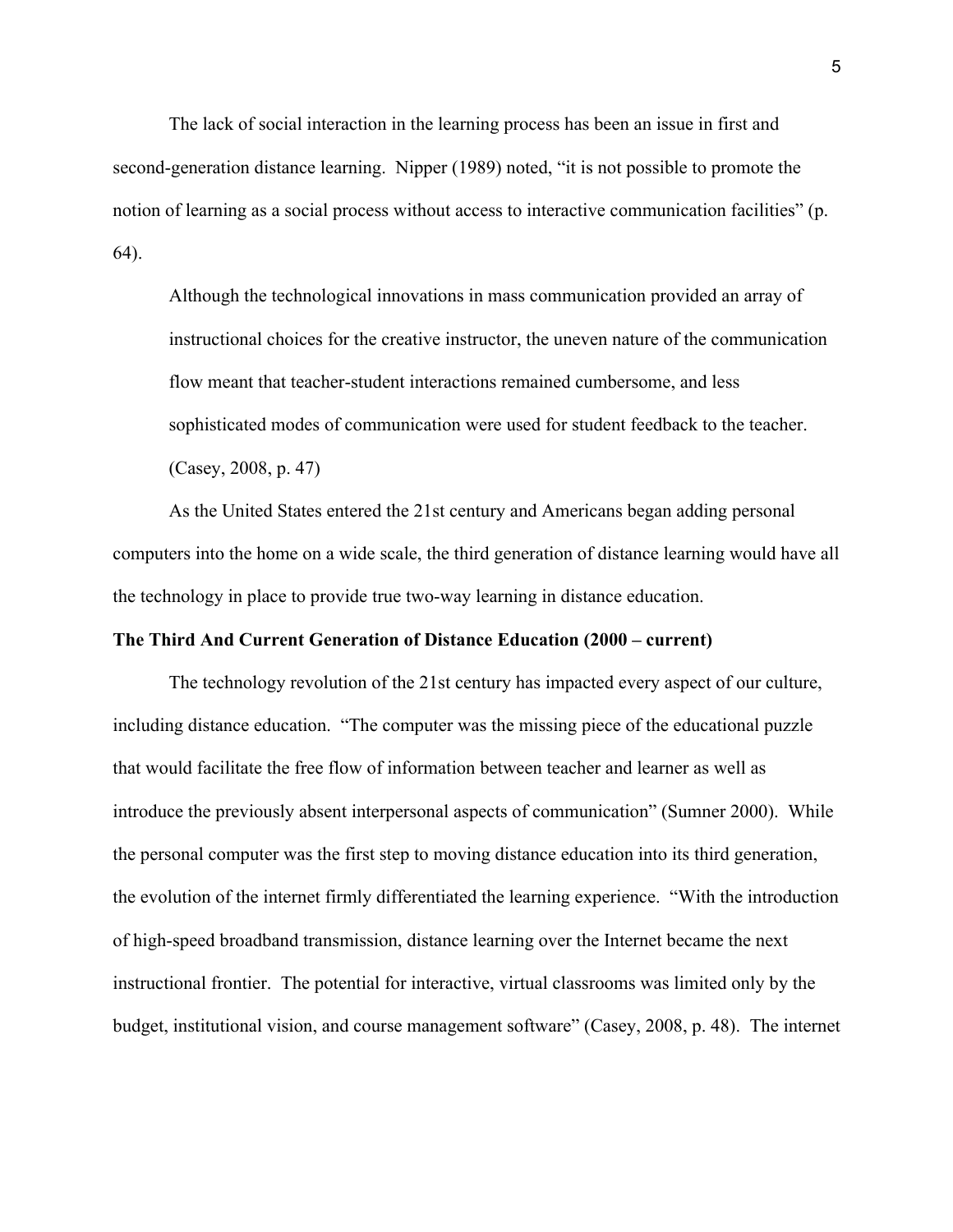The lack of social interaction in the learning process has been an issue in first and second-generation distance learning. Nipper (1989) noted, "it is not possible to promote the notion of learning as a social process without access to interactive communication facilities" (p. 64).

> Although the technological innovations in mass communication provided an array of instructional choices for the creative instructor, the uneven nature of the communication flow meant that teacher-student interactions remained cumbersome, and less sophisticated modes of communication were used for student feedback to the teacher. (Casey, 2008, p. 47)

As the United States entered the 21st century and Americans began adding personal computers into the home on a wide scale, the third generation of distance learning would have all the technology in place to provide true two-way learning in distance education.

**The Third And Current Generation of Distance Education (2000 – current)**

The technology revolution of the 21st century has impacted every aspect of our culture, including distance education. "The computer was the missing piece of the educational puzzle that would facilitate the free flow of information between teacher and learner as well as introduce the previously absent interpersonal aspects of communication" (Sumner 2000). While the personal computer was the first step to moving distance education into its third generation, the evolution of the internet firmly differentiated the learning experience. "With the introduction of high-speed broadband transmission, distance learning over the Internet became the next instructional frontier. The potential for interactive, virtual classrooms was limited only by the budget, institutional vision, and course management software" (Casey, 2008, p. 48). The internet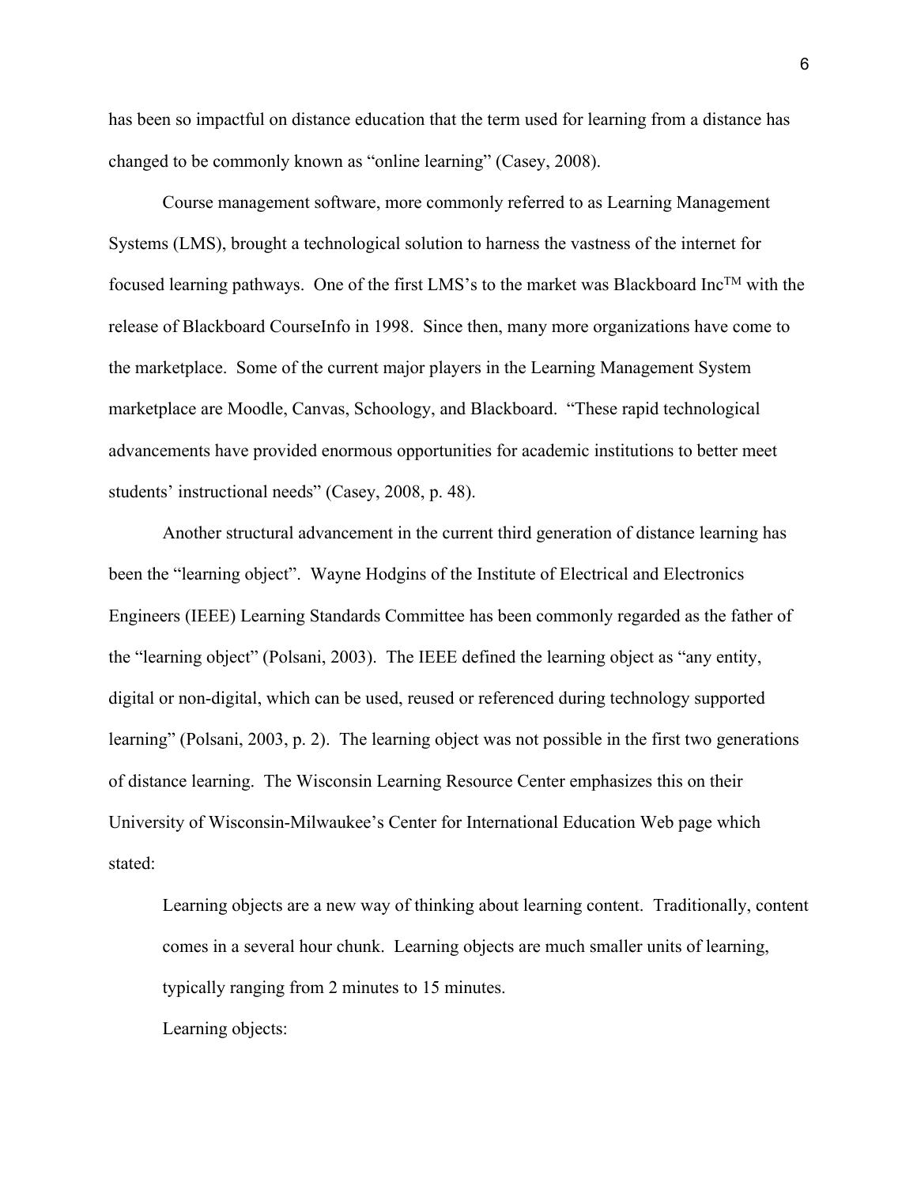has been so impactful on distance education that the term used for learning from a distance has changed to be commonly known as "online learning" (Casey, 2008).

Course management software, more commonly referred to as Learning Management Systems (LMS), brought a technological solution to harness the vastness of the internet for focused learning pathways. One of the first LMS's to the market was Blackboard Inc™ with the release of Blackboard CourseInfo in 1998. Since then, many more organizations have come to the marketplace. Some of the current major players in the Learning Management System marketplace are Moodle, Canvas, Schoology, and Blackboard. "These rapid technological advancements have provided enormous opportunities for academic institutions to better meet students' instructional needs" (Casey, 2008, p. 48).

Another structural advancement in the current third generation of distance learning has been the "learning object". Wayne Hodgins of the Institute of Electrical and Electronics Engineers (IEEE) Learning Standards Committee has been commonly regarded as the father of the "learning object" (Polsani, 2003). The IEEE defined the learning object as "any entity, digital or non-digital, which can be used, reused or referenced during technology supported learning" (Polsani, 2003, p. 2). The learning object was not possible in the first two generations of distance learning. The Wisconsin Learning Resource Center emphasizes this on their University of Wisconsin-Milwaukee's Center for International Education Web page which stated:

> Learning objects are a new way of thinking about learning content. Traditionally, content comes in a several hour chunk. Learning objects are much smaller units of learning, typically ranging from 2 minutes to 15 minutes.
>
> Learning objects: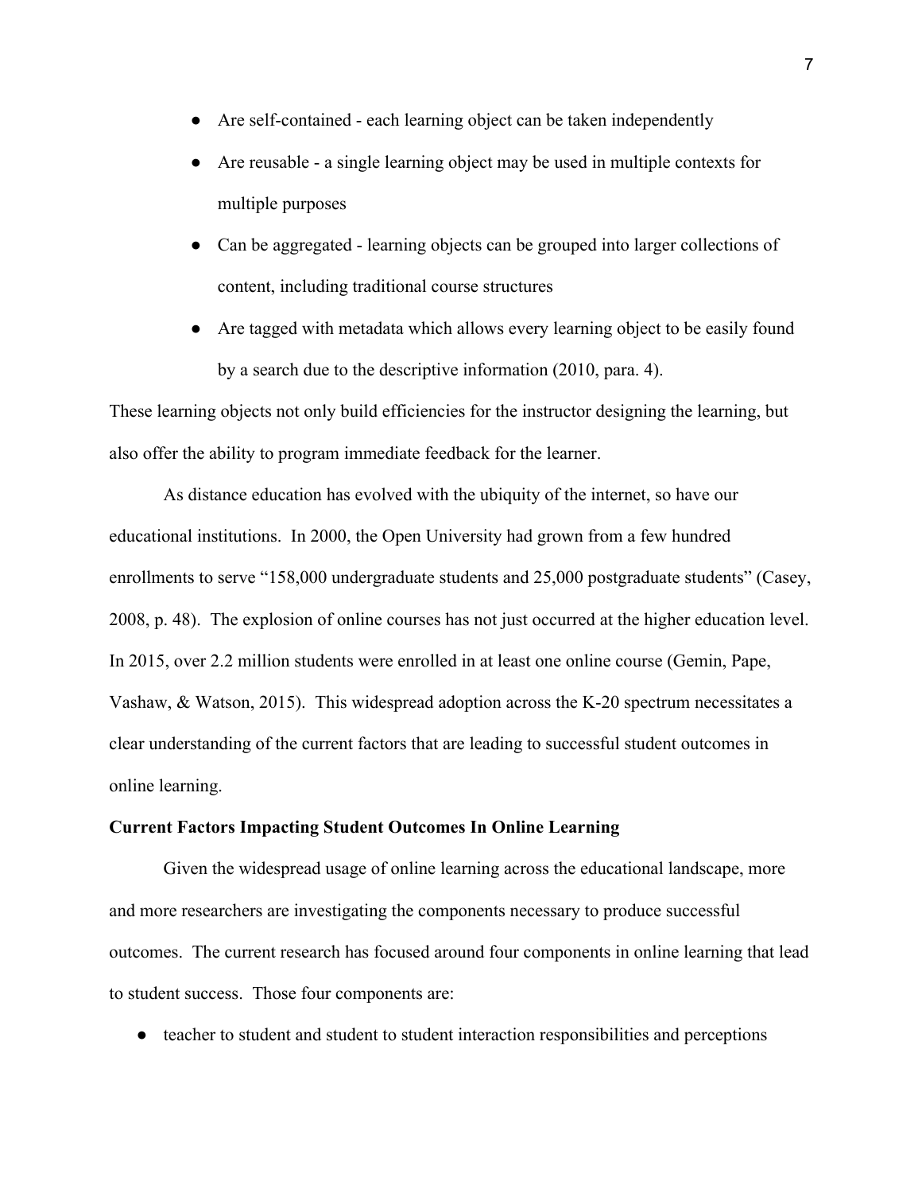- Are self-contained - each learning object can be taken independently
- Are reusable - a single learning object may be used in multiple contexts for multiple purposes
- Can be aggregated - learning objects can be grouped into larger collections of content, including traditional course structures
- Are tagged with metadata which allows every learning object to be easily found by a search due to the descriptive information (2010, para. 4).

These learning objects not only build efficiencies for the instructor designing the learning, but also offer the ability to program immediate feedback for the learner.

As distance education has evolved with the ubiquity of the internet, so have our educational institutions. In 2000, the Open University had grown from a few hundred enrollments to serve "158,000 undergraduate students and 25,000 postgraduate students" (Casey, 2008, p. 48). The explosion of online courses has not just occurred at the higher education level. In 2015, over 2.2 million students were enrolled in at least one online course (Gemin, Pape, Vashaw, & Watson, 2015). This widespread adoption across the K-20 spectrum necessitates a clear understanding of the current factors that are leading to successful student outcomes in online learning.

**Current Factors Impacting Student Outcomes In Online Learning**

Given the widespread usage of online learning across the educational landscape, more and more researchers are investigating the components necessary to produce successful outcomes. The current research has focused around four components in online learning that lead to student success. Those four components are:

- teacher to student and student to student interaction responsibilities and perceptions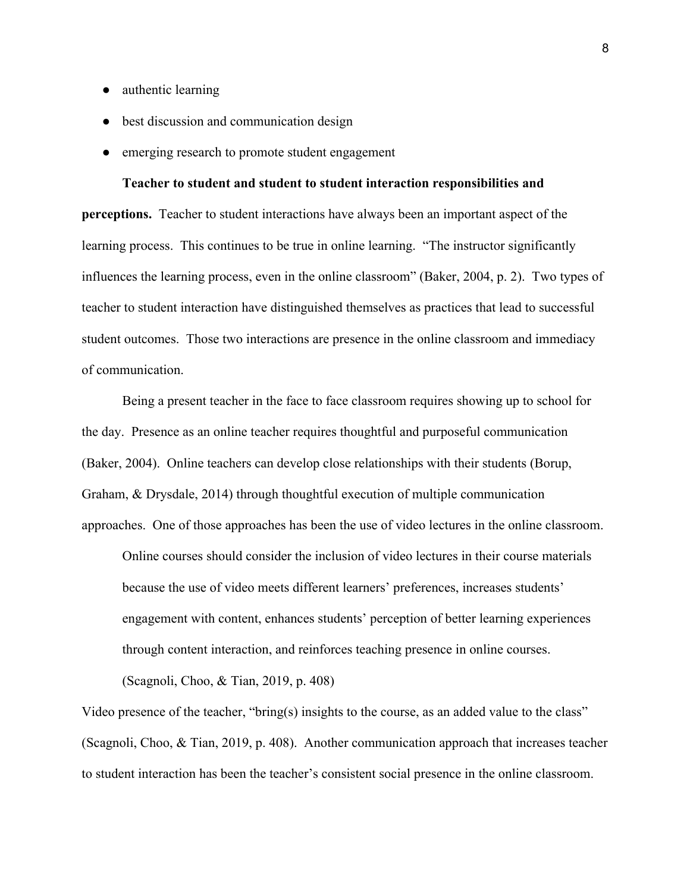- authentic learning
- best discussion and communication design
- emerging research to promote student engagement

**Teacher to student and student to student interaction responsibilities and perceptions.** Teacher to student interactions have always been an important aspect of the learning process. This continues to be true in online learning. "The instructor significantly influences the learning process, even in the online classroom" (Baker, 2004, p. 2). Two types of teacher to student interaction have distinguished themselves as practices that lead to successful student outcomes. Those two interactions are presence in the online classroom and immediacy of communication.

Being a present teacher in the face to face classroom requires showing up to school for the day. Presence as an online teacher requires thoughtful and purposeful communication (Baker, 2004). Online teachers can develop close relationships with their students (Borup, Graham, & Drysdale, 2014) through thoughtful execution of multiple communication approaches. One of those approaches has been the use of video lectures in the online classroom.

> Online courses should consider the inclusion of video lectures in their course materials because the use of video meets different learners' preferences, increases students' engagement with content, enhances students' perception of better learning experiences through content interaction, and reinforces teaching presence in online courses. (Scagnoli, Choo, & Tian, 2019, p. 408)

Video presence of the teacher, "bring(s) insights to the course, as an added value to the class" (Scagnoli, Choo, & Tian, 2019, p. 408). Another communication approach that increases teacher to student interaction has been the teacher's consistent social presence in the online classroom.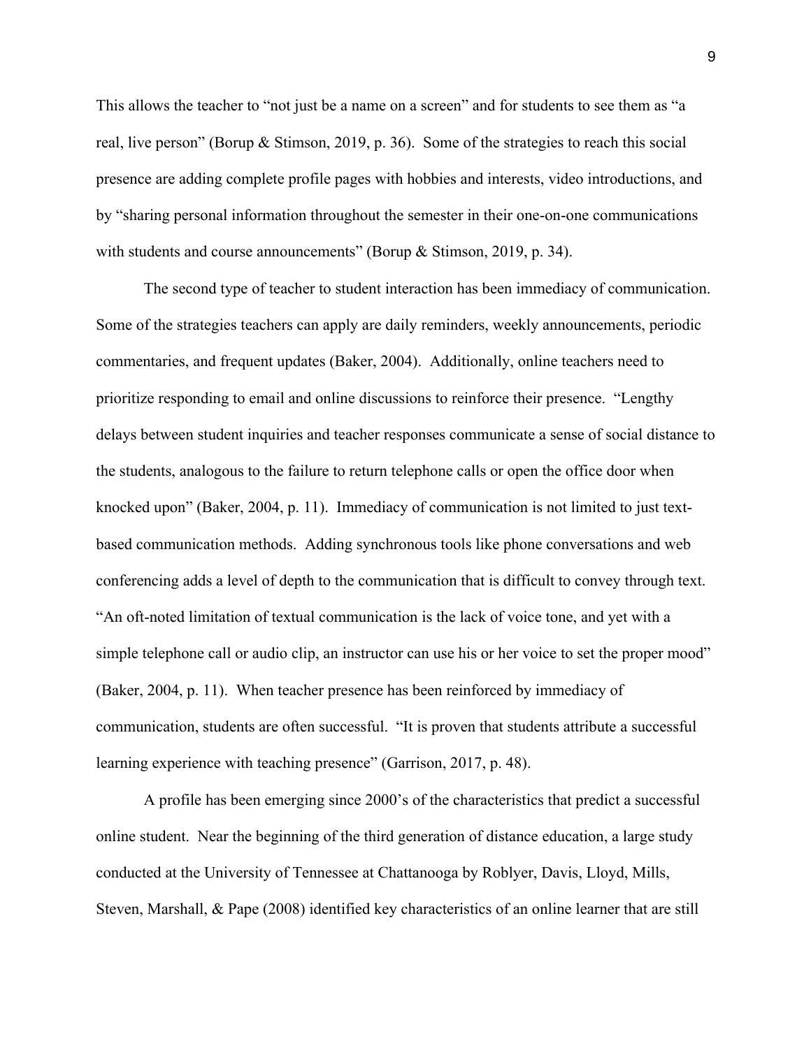This allows the teacher to "not just be a name on a screen" and for students to see them as "a real, live person" (Borup & Stimson, 2019, p. 36). Some of the strategies to reach this social presence are adding complete profile pages with hobbies and interests, video introductions, and by "sharing personal information throughout the semester in their one-on-one communications with students and course announcements" (Borup & Stimson, 2019, p. 34).

The second type of teacher to student interaction has been immediacy of communication. Some of the strategies teachers can apply are daily reminders, weekly announcements, periodic commentaries, and frequent updates (Baker, 2004). Additionally, online teachers need to prioritize responding to email and online discussions to reinforce their presence. "Lengthy delays between student inquiries and teacher responses communicate a sense of social distance to the students, analogous to the failure to return telephone calls or open the office door when knocked upon" (Baker, 2004, p. 11). Immediacy of communication is not limited to just text-based communication methods. Adding synchronous tools like phone conversations and web conferencing adds a level of depth to the communication that is difficult to convey through text. "An oft-noted limitation of textual communication is the lack of voice tone, and yet with a simple telephone call or audio clip, an instructor can use his or her voice to set the proper mood" (Baker, 2004, p. 11). When teacher presence has been reinforced by immediacy of communication, students are often successful. "It is proven that students attribute a successful learning experience with teaching presence" (Garrison, 2017, p. 48).

A profile has been emerging since 2000's of the characteristics that predict a successful online student. Near the beginning of the third generation of distance education, a large study conducted at the University of Tennessee at Chattanooga by Roblyer, Davis, Lloyd, Mills, Steven, Marshall, & Pape (2008) identified key characteristics of an online learner that are still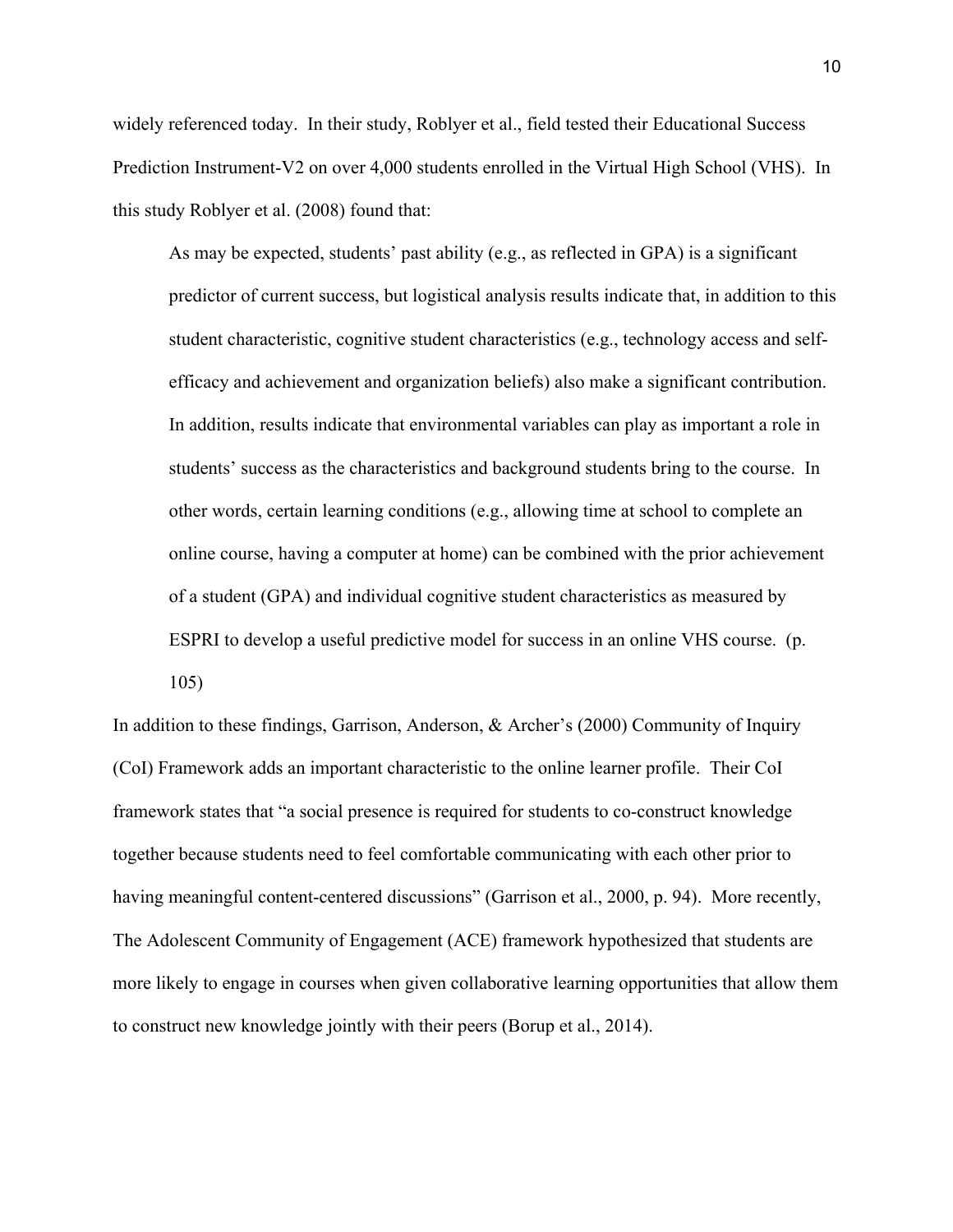widely referenced today. In their study, Roblyer et al., field tested their Educational Success Prediction Instrument-V2 on over 4,000 students enrolled in the Virtual High School (VHS). In this study Roblyer et al. (2008) found that:

> As may be expected, students' past ability (e.g., as reflected in GPA) is a significant predictor of current success, but logistical analysis results indicate that, in addition to this student characteristic, cognitive student characteristics (e.g., technology access and self-efficacy and achievement and organization beliefs) also make a significant contribution. In addition, results indicate that environmental variables can play as important a role in students' success as the characteristics and background students bring to the course. In other words, certain learning conditions (e.g., allowing time at school to complete an online course, having a computer at home) can be combined with the prior achievement of a student (GPA) and individual cognitive student characteristics as measured by ESPRI to develop a useful predictive model for success in an online VHS course. (p. 105)

In addition to these findings, Garrison, Anderson, & Archer's (2000) Community of Inquiry (CoI) Framework adds an important characteristic to the online learner profile. Their CoI framework states that "a social presence is required for students to co-construct knowledge together because students need to feel comfortable communicating with each other prior to having meaningful content-centered discussions" (Garrison et al., 2000, p. 94). More recently, The Adolescent Community of Engagement (ACE) framework hypothesized that students are more likely to engage in courses when given collaborative learning opportunities that allow them to construct new knowledge jointly with their peers (Borup et al., 2014).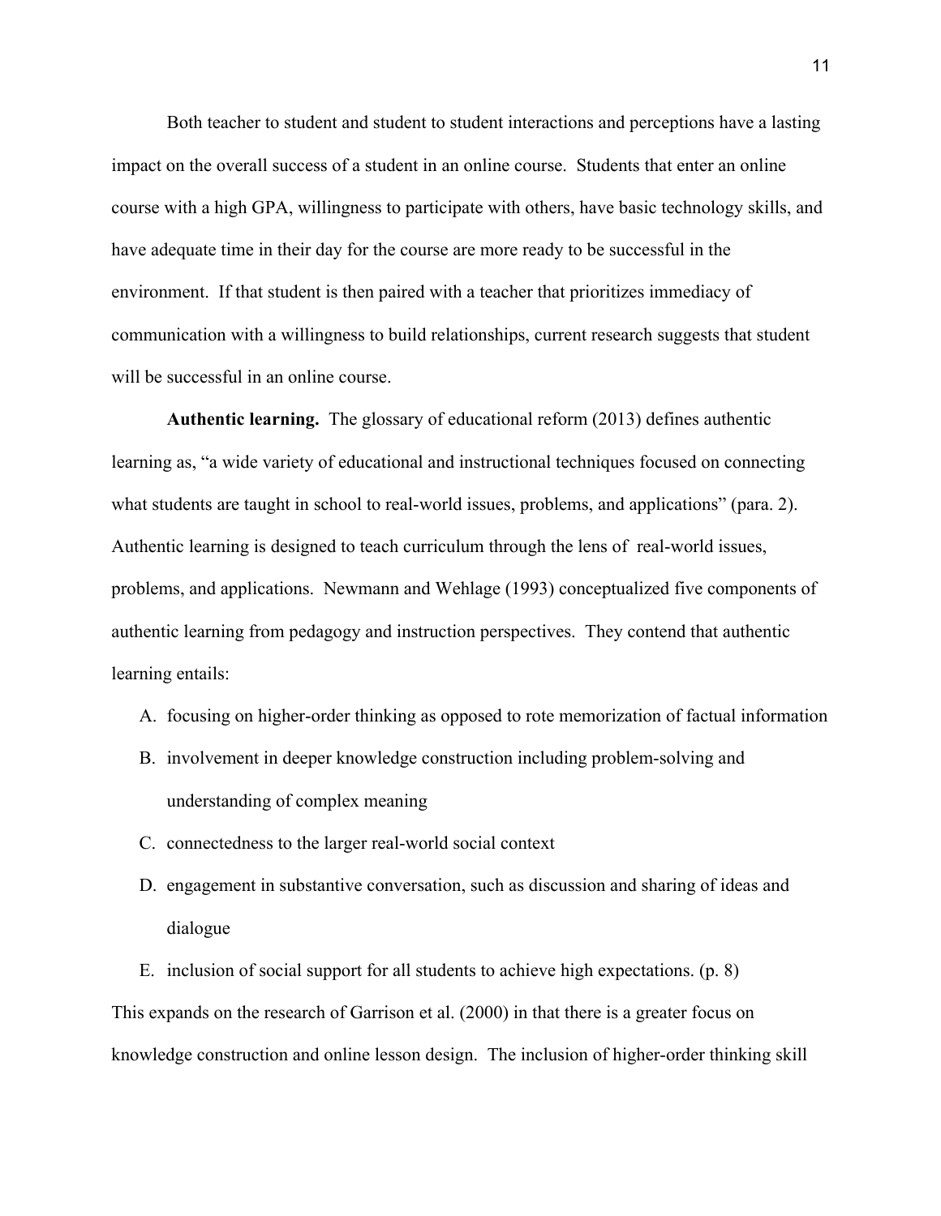Both teacher to student and student to student interactions and perceptions have a lasting impact on the overall success of a student in an online course. Students that enter an online course with a high GPA, willingness to participate with others, have basic technology skills, and have adequate time in their day for the course are more ready to be successful in the environment. If that student is then paired with a teacher that prioritizes immediacy of communication with a willingness to build relationships, current research suggests that student will be successful in an online course.

**Authentic learning.** The glossary of educational reform (2013) defines authentic learning as, "a wide variety of educational and instructional techniques focused on connecting what students are taught in school to real-world issues, problems, and applications" (para. 2). Authentic learning is designed to teach curriculum through the lens of real-world issues, problems, and applications. Newmann and Wehlage (1993) conceptualized five components of authentic learning from pedagogy and instruction perspectives. They contend that authentic learning entails:

A. focusing on higher-order thinking as opposed to rote memorization of factual information
B. involvement in deeper knowledge construction including problem-solving and understanding of complex meaning
C. connectedness to the larger real-world social context
D. engagement in substantive conversation, such as discussion and sharing of ideas and dialogue
E. inclusion of social support for all students to achieve high expectations. (p. 8)

This expands on the research of Garrison et al. (2000) in that there is a greater focus on knowledge construction and online lesson design. The inclusion of higher-order thinking skill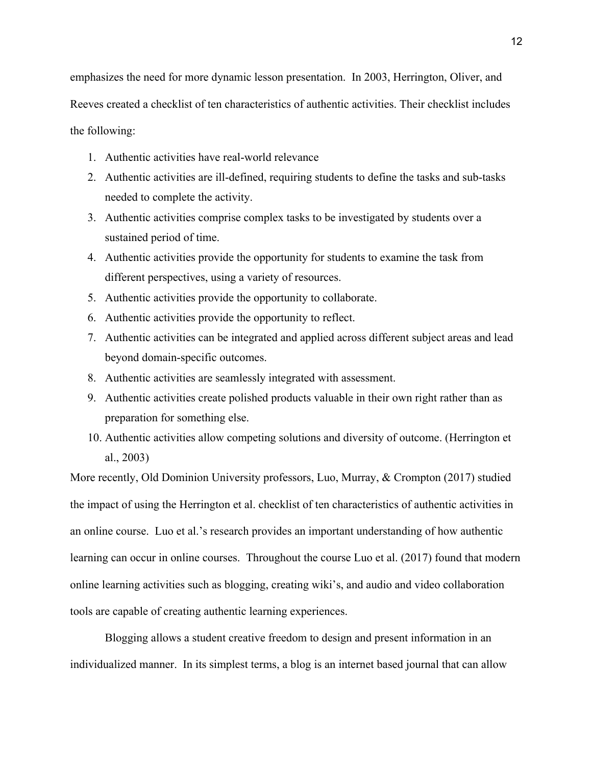emphasizes the need for more dynamic lesson presentation. In 2003, Herrington, Oliver, and Reeves created a checklist of ten characteristics of authentic activities. Their checklist includes the following:

1. Authentic activities have real-world relevance
2. Authentic activities are ill-defined, requiring students to define the tasks and sub-tasks needed to complete the activity.
3. Authentic activities comprise complex tasks to be investigated by students over a sustained period of time.
4. Authentic activities provide the opportunity for students to examine the task from different perspectives, using a variety of resources.
5. Authentic activities provide the opportunity to collaborate.
6. Authentic activities provide the opportunity to reflect.
7. Authentic activities can be integrated and applied across different subject areas and lead beyond domain-specific outcomes.
8. Authentic activities are seamlessly integrated with assessment.
9. Authentic activities create polished products valuable in their own right rather than as preparation for something else.
10. Authentic activities allow competing solutions and diversity of outcome. (Herrington et al., 2003)

More recently, Old Dominion University professors, Luo, Murray, & Crompton (2017) studied the impact of using the Herrington et al. checklist of ten characteristics of authentic activities in an online course. Luo et al.'s research provides an important understanding of how authentic learning can occur in online courses. Throughout the course Luo et al. (2017) found that modern online learning activities such as blogging, creating wiki's, and audio and video collaboration tools are capable of creating authentic learning experiences.

Blogging allows a student creative freedom to design and present information in an individualized manner. In its simplest terms, a blog is an internet based journal that can allow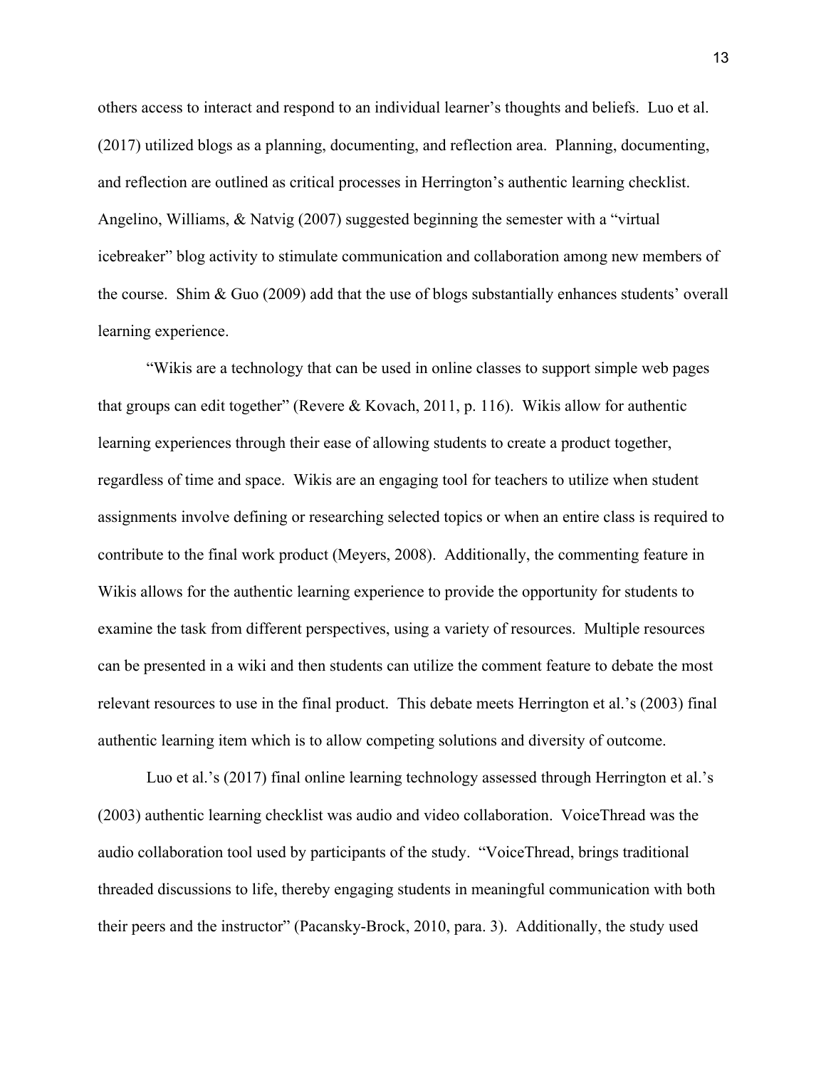others access to interact and respond to an individual learner's thoughts and beliefs. Luo et al. (2017) utilized blogs as a planning, documenting, and reflection area. Planning, documenting, and reflection are outlined as critical processes in Herrington's authentic learning checklist. Angelino, Williams, & Natvig (2007) suggested beginning the semester with a "virtual icebreaker" blog activity to stimulate communication and collaboration among new members of the course. Shim & Guo (2009) add that the use of blogs substantially enhances students' overall learning experience.

"Wikis are a technology that can be used in online classes to support simple web pages that groups can edit together" (Revere & Kovach, 2011, p. 116). Wikis allow for authentic learning experiences through their ease of allowing students to create a product together, regardless of time and space. Wikis are an engaging tool for teachers to utilize when student assignments involve defining or researching selected topics or when an entire class is required to contribute to the final work product (Meyers, 2008). Additionally, the commenting feature in Wikis allows for the authentic learning experience to provide the opportunity for students to examine the task from different perspectives, using a variety of resources. Multiple resources can be presented in a wiki and then students can utilize the comment feature to debate the most relevant resources to use in the final product. This debate meets Herrington et al.'s (2003) final authentic learning item which is to allow competing solutions and diversity of outcome.

Luo et al.'s (2017) final online learning technology assessed through Herrington et al.'s (2003) authentic learning checklist was audio and video collaboration. VoiceThread was the audio collaboration tool used by participants of the study. "VoiceThread, brings traditional threaded discussions to life, thereby engaging students in meaningful communication with both their peers and the instructor" (Pacansky-Brock, 2010, para. 3). Additionally, the study used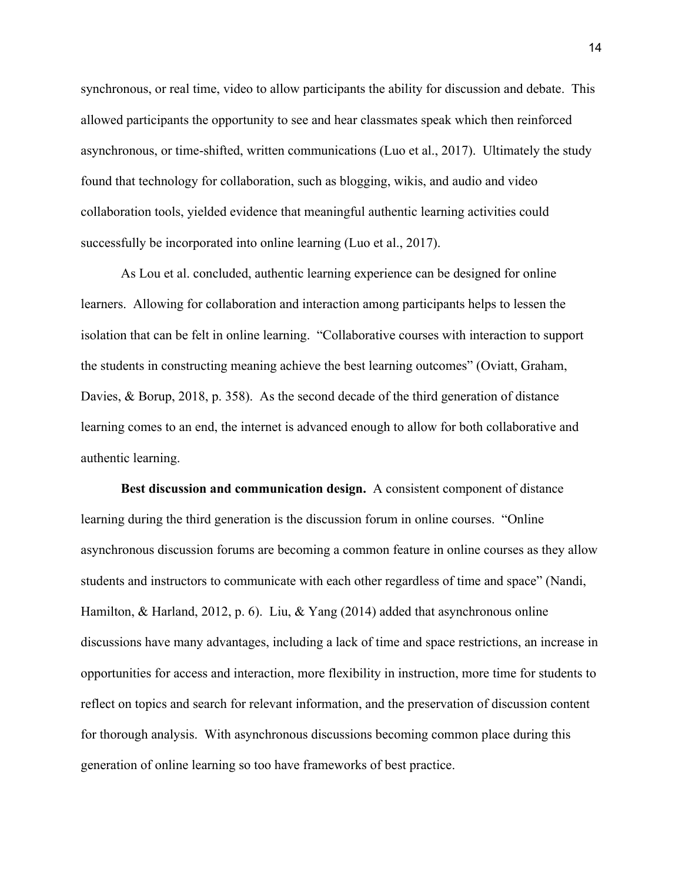synchronous, or real time, video to allow participants the ability for discussion and debate. This allowed participants the opportunity to see and hear classmates speak which then reinforced asynchronous, or time-shifted, written communications (Luo et al., 2017). Ultimately the study found that technology for collaboration, such as blogging, wikis, and audio and video collaboration tools, yielded evidence that meaningful authentic learning activities could successfully be incorporated into online learning (Luo et al., 2017).

As Lou et al. concluded, authentic learning experience can be designed for online learners. Allowing for collaboration and interaction among participants helps to lessen the isolation that can be felt in online learning. "Collaborative courses with interaction to support the students in constructing meaning achieve the best learning outcomes" (Oviatt, Graham, Davies, & Borup, 2018, p. 358). As the second decade of the third generation of distance learning comes to an end, the internet is advanced enough to allow for both collaborative and authentic learning.

**Best discussion and communication design.** A consistent component of distance learning during the third generation is the discussion forum in online courses. "Online asynchronous discussion forums are becoming a common feature in online courses as they allow students and instructors to communicate with each other regardless of time and space" (Nandi, Hamilton, & Harland, 2012, p. 6). Liu, & Yang (2014) added that asynchronous online discussions have many advantages, including a lack of time and space restrictions, an increase in opportunities for access and interaction, more flexibility in instruction, more time for students to reflect on topics and search for relevant information, and the preservation of discussion content for thorough analysis. With asynchronous discussions becoming common place during this generation of online learning so too have frameworks of best practice.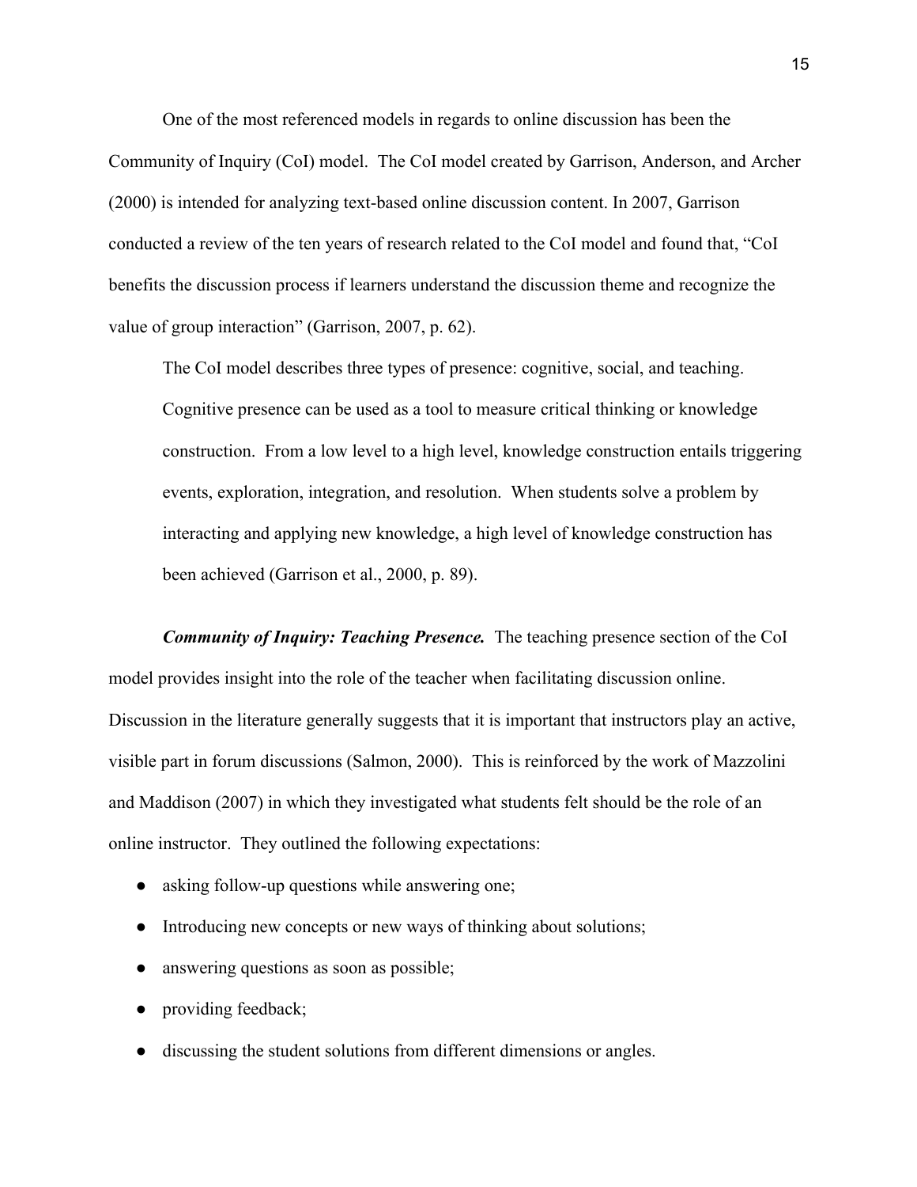One of the most referenced models in regards to online discussion has been the Community of Inquiry (CoI) model. The CoI model created by Garrison, Anderson, and Archer (2000) is intended for analyzing text-based online discussion content. In 2007, Garrison conducted a review of the ten years of research related to the CoI model and found that, “CoI benefits the discussion process if learners understand the discussion theme and recognize the value of group interaction” (Garrison, 2007, p. 62).

> The CoI model describes three types of presence: cognitive, social, and teaching. Cognitive presence can be used as a tool to measure critical thinking or knowledge construction. From a low level to a high level, knowledge construction entails triggering events, exploration, integration, and resolution. When students solve a problem by interacting and applying new knowledge, a high level of knowledge construction has been achieved (Garrison et al., 2000, p. 89).

***Community of Inquiry: Teaching Presence.*** The teaching presence section of the CoI model provides insight into the role of the teacher when facilitating discussion online. Discussion in the literature generally suggests that it is important that instructors play an active, visible part in forum discussions (Salmon, 2000). This is reinforced by the work of Mazzolini and Maddison (2007) in which they investigated what students felt should be the role of an online instructor. They outlined the following expectations:

- asking follow-up questions while answering one;
- Introducing new concepts or new ways of thinking about solutions;
- answering questions as soon as possible;
- providing feedback;
- discussing the student solutions from different dimensions or angles.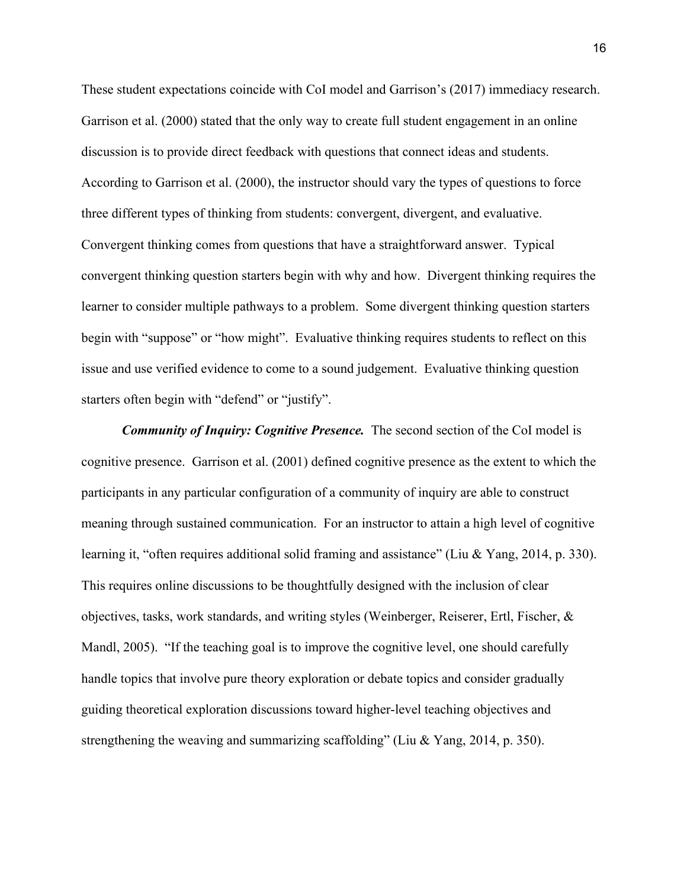These student expectations coincide with CoI model and Garrison's (2017) immediacy research. Garrison et al. (2000) stated that the only way to create full student engagement in an online discussion is to provide direct feedback with questions that connect ideas and students. According to Garrison et al. (2000), the instructor should vary the types of questions to force three different types of thinking from students: convergent, divergent, and evaluative. Convergent thinking comes from questions that have a straightforward answer. Typical convergent thinking question starters begin with why and how. Divergent thinking requires the learner to consider multiple pathways to a problem. Some divergent thinking question starters begin with "suppose" or "how might". Evaluative thinking requires students to reflect on this issue and use verified evidence to come to a sound judgement. Evaluative thinking question starters often begin with "defend" or "justify".

***Community of Inquiry: Cognitive Presence.*** The second section of the CoI model is cognitive presence. Garrison et al. (2001) defined cognitive presence as the extent to which the participants in any particular configuration of a community of inquiry are able to construct meaning through sustained communication. For an instructor to attain a high level of cognitive learning it, "often requires additional solid framing and assistance" (Liu & Yang, 2014, p. 330). This requires online discussions to be thoughtfully designed with the inclusion of clear objectives, tasks, work standards, and writing styles (Weinberger, Reiserer, Ertl, Fischer, & Mandl, 2005). "If the teaching goal is to improve the cognitive level, one should carefully handle topics that involve pure theory exploration or debate topics and consider gradually guiding theoretical exploration discussions toward higher-level teaching objectives and strengthening the weaving and summarizing scaffolding" (Liu & Yang, 2014, p. 350).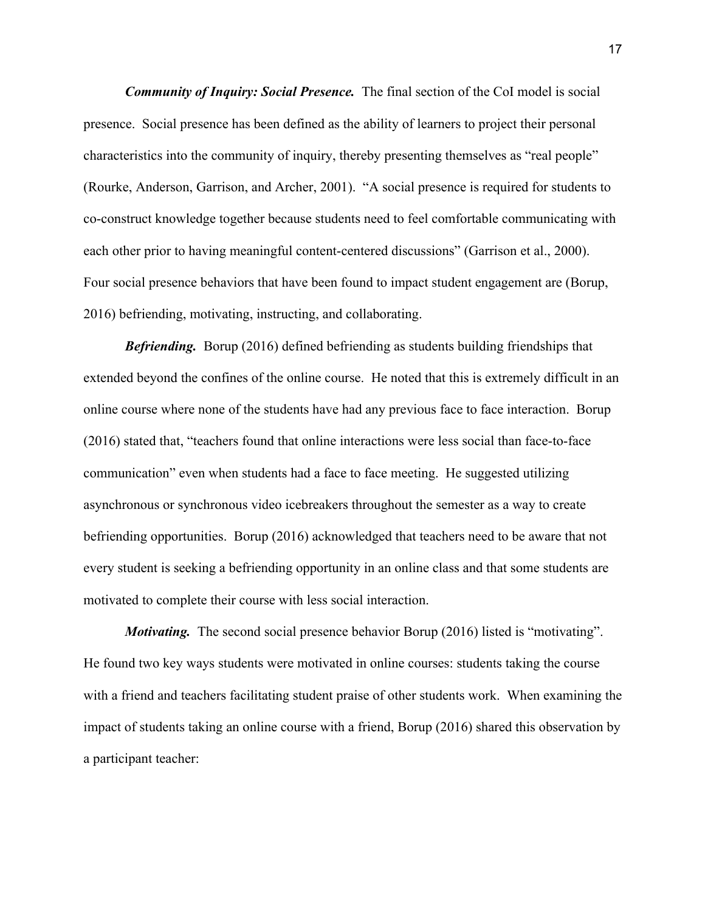***Community of Inquiry: Social Presence.*** The final section of the CoI model is social presence. Social presence has been defined as the ability of learners to project their personal characteristics into the community of inquiry, thereby presenting themselves as "real people" (Rourke, Anderson, Garrison, and Archer, 2001). "A social presence is required for students to co-construct knowledge together because students need to feel comfortable communicating with each other prior to having meaningful content-centered discussions" (Garrison et al., 2000). Four social presence behaviors that have been found to impact student engagement are (Borup, 2016) befriending, motivating, instructing, and collaborating.

***Befriending.*** Borup (2016) defined befriending as students building friendships that extended beyond the confines of the online course. He noted that this is extremely difficult in an online course where none of the students have had any previous face to face interaction. Borup (2016) stated that, "teachers found that online interactions were less social than face-to-face communication" even when students had a face to face meeting. He suggested utilizing asynchronous or synchronous video icebreakers throughout the semester as a way to create befriending opportunities. Borup (2016) acknowledged that teachers need to be aware that not every student is seeking a befriending opportunity in an online class and that some students are motivated to complete their course with less social interaction.

***Motivating.*** The second social presence behavior Borup (2016) listed is "motivating". He found two key ways students were motivated in online courses: students taking the course with a friend and teachers facilitating student praise of other students work. When examining the impact of students taking an online course with a friend, Borup (2016) shared this observation by a participant teacher: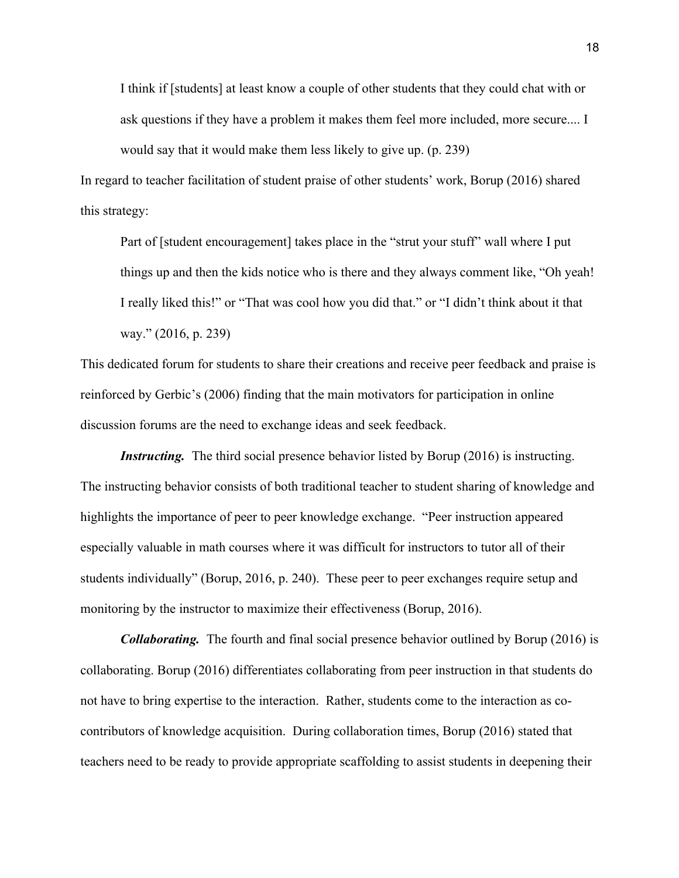> I think if [students] at least know a couple of other students that they could chat with or ask questions if they have a problem it makes them feel more included, more secure.... I would say that it would make them less likely to give up. (p. 239)

In regard to teacher facilitation of student praise of other students' work, Borup (2016) shared this strategy:

> Part of [student encouragement] takes place in the "strut your stuff" wall where I put things up and then the kids notice who is there and they always comment like, "Oh yeah! I really liked this!" or "That was cool how you did that." or "I didn't think about it that way." (2016, p. 239)

This dedicated forum for students to share their creations and receive peer feedback and praise is reinforced by Gerbic's (2006) finding that the main motivators for participation in online discussion forums are the need to exchange ideas and seek feedback.

***Instructing.*** The third social presence behavior listed by Borup (2016) is instructing. The instructing behavior consists of both traditional teacher to student sharing of knowledge and highlights the importance of peer to peer knowledge exchange. "Peer instruction appeared especially valuable in math courses where it was difficult for instructors to tutor all of their students individually" (Borup, 2016, p. 240). These peer to peer exchanges require setup and monitoring by the instructor to maximize their effectiveness (Borup, 2016).

***Collaborating.*** The fourth and final social presence behavior outlined by Borup (2016) is collaborating. Borup (2016) differentiates collaborating from peer instruction in that students do not have to bring expertise to the interaction. Rather, students come to the interaction as co-contributors of knowledge acquisition. During collaboration times, Borup (2016) stated that teachers need to be ready to provide appropriate scaffolding to assist students in deepening their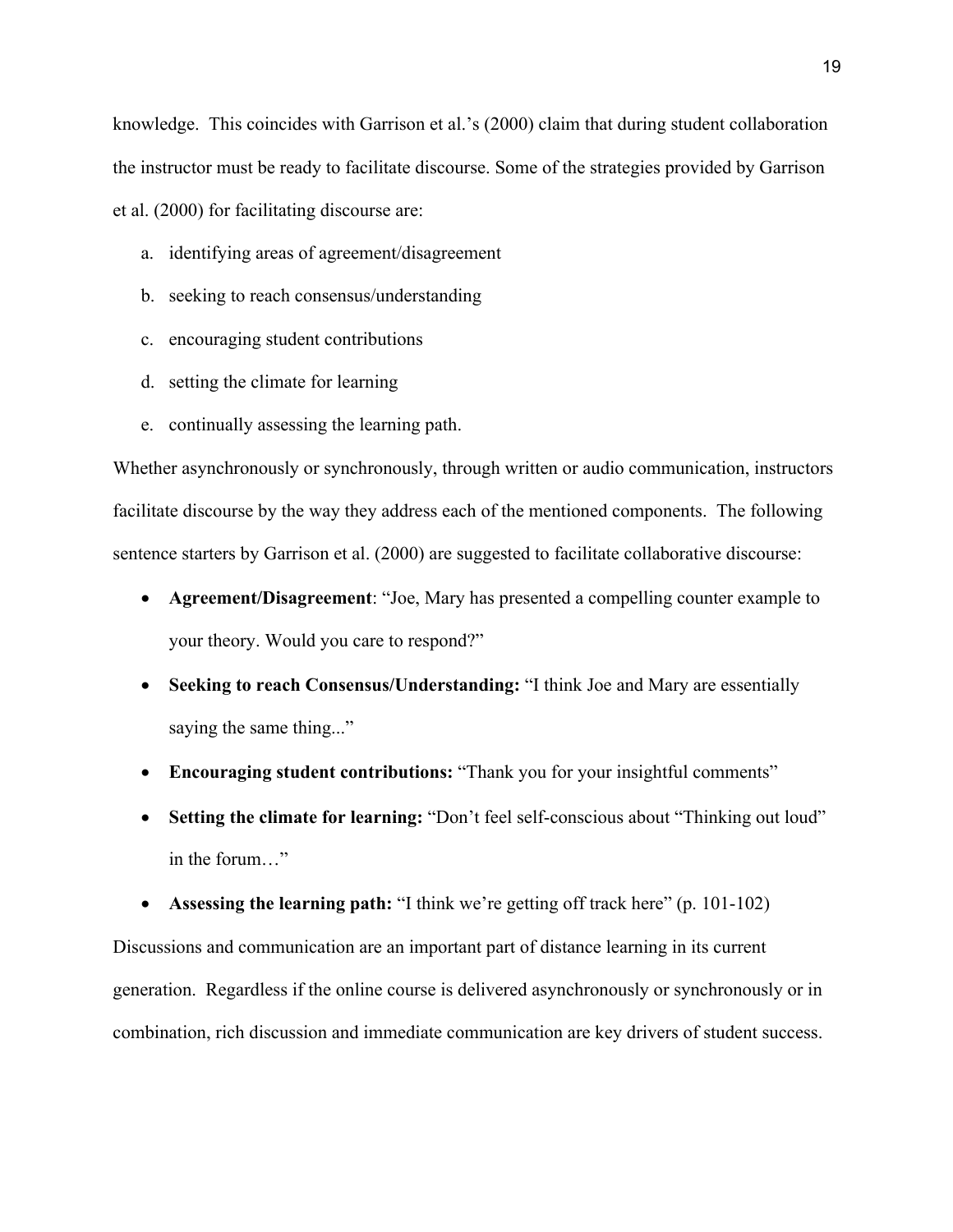knowledge. This coincides with Garrison et al.'s (2000) claim that during student collaboration the instructor must be ready to facilitate discourse. Some of the strategies provided by Garrison et al. (2000) for facilitating discourse are:

a. identifying areas of agreement/disagreement
b. seeking to reach consensus/understanding
c. encouraging student contributions
d. setting the climate for learning
e. continually assessing the learning path.

Whether asynchronously or synchronously, through written or audio communication, instructors facilitate discourse by the way they address each of the mentioned components. The following sentence starters by Garrison et al. (2000) are suggested to facilitate collaborative discourse:

- **Agreement/Disagreement**: "Joe, Mary has presented a compelling counter example to your theory. Would you care to respond?"
- **Seeking to reach Consensus/Understanding:** "I think Joe and Mary are essentially saying the same thing..."
- **Encouraging student contributions:** "Thank you for your insightful comments"
- **Setting the climate for learning:** "Don't feel self-conscious about "Thinking out loud" in the forum…"
- **Assessing the learning path:** "I think we're getting off track here" (p. 101-102)

Discussions and communication are an important part of distance learning in its current generation. Regardless if the online course is delivered asynchronously or synchronously or in combination, rich discussion and immediate communication are key drivers of student success.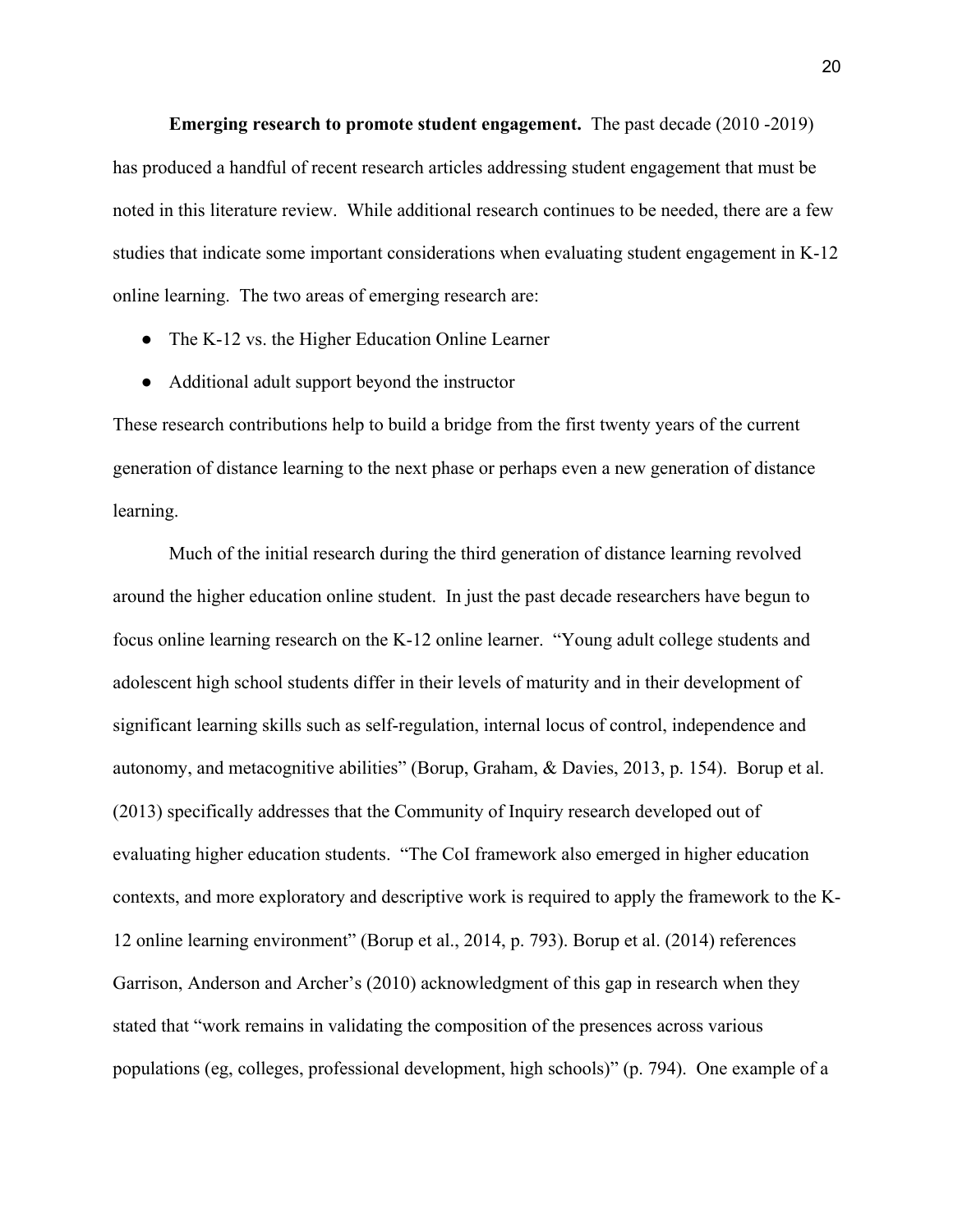**Emerging research to promote student engagement.** The past decade (2010 -2019) has produced a handful of recent research articles addressing student engagement that must be noted in this literature review. While additional research continues to be needed, there are a few studies that indicate some important considerations when evaluating student engagement in K-12 online learning. The two areas of emerging research are:

- The K-12 vs. the Higher Education Online Learner
- Additional adult support beyond the instructor

These research contributions help to build a bridge from the first twenty years of the current generation of distance learning to the next phase or perhaps even a new generation of distance learning.

Much of the initial research during the third generation of distance learning revolved around the higher education online student. In just the past decade researchers have begun to focus online learning research on the K-12 online learner. "Young adult college students and adolescent high school students differ in their levels of maturity and in their development of significant learning skills such as self-regulation, internal locus of control, independence and autonomy, and metacognitive abilities" (Borup, Graham, & Davies, 2013, p. 154). Borup et al. (2013) specifically addresses that the Community of Inquiry research developed out of evaluating higher education students. "The CoI framework also emerged in higher education contexts, and more exploratory and descriptive work is required to apply the framework to the K-12 online learning environment" (Borup et al., 2014, p. 793). Borup et al. (2014) references Garrison, Anderson and Archer's (2010) acknowledgment of this gap in research when they stated that "work remains in validating the composition of the presences across various populations (eg, colleges, professional development, high schools)" (p. 794). One example of a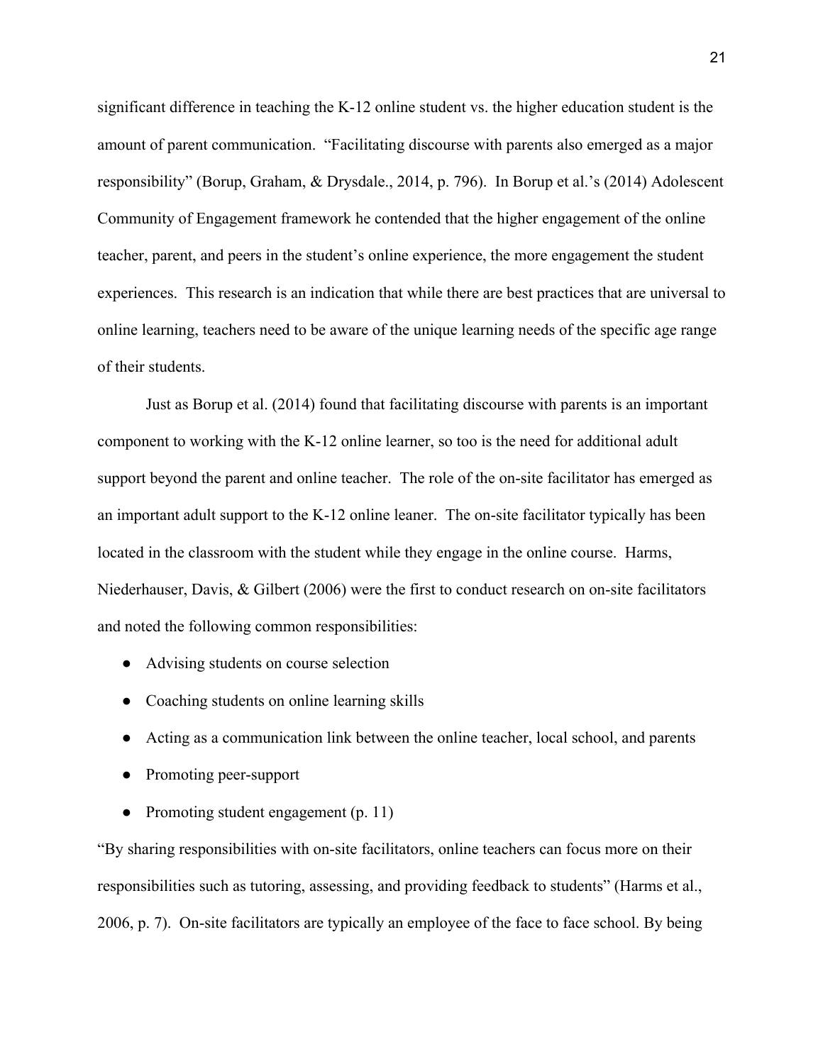significant difference in teaching the K-12 online student vs. the higher education student is the amount of parent communication. "Facilitating discourse with parents also emerged as a major responsibility" (Borup, Graham, & Drysdale., 2014, p. 796). In Borup et al.'s (2014) Adolescent Community of Engagement framework he contended that the higher engagement of the online teacher, parent, and peers in the student's online experience, the more engagement the student experiences. This research is an indication that while there are best practices that are universal to online learning, teachers need to be aware of the unique learning needs of the specific age range of their students.

Just as Borup et al. (2014) found that facilitating discourse with parents is an important component to working with the K-12 online learner, so too is the need for additional adult support beyond the parent and online teacher. The role of the on-site facilitator has emerged as an important adult support to the K-12 online leaner. The on-site facilitator typically has been located in the classroom with the student while they engage in the online course. Harms, Niederhauser, Davis, & Gilbert (2006) were the first to conduct research on on-site facilitators and noted the following common responsibilities:

- Advising students on course selection
- Coaching students on online learning skills
- Acting as a communication link between the online teacher, local school, and parents
- Promoting peer-support
- Promoting student engagement (p. 11)

"By sharing responsibilities with on-site facilitators, online teachers can focus more on their responsibilities such as tutoring, assessing, and providing feedback to students" (Harms et al., 2006, p. 7). On-site facilitators are typically an employee of the face to face school. By being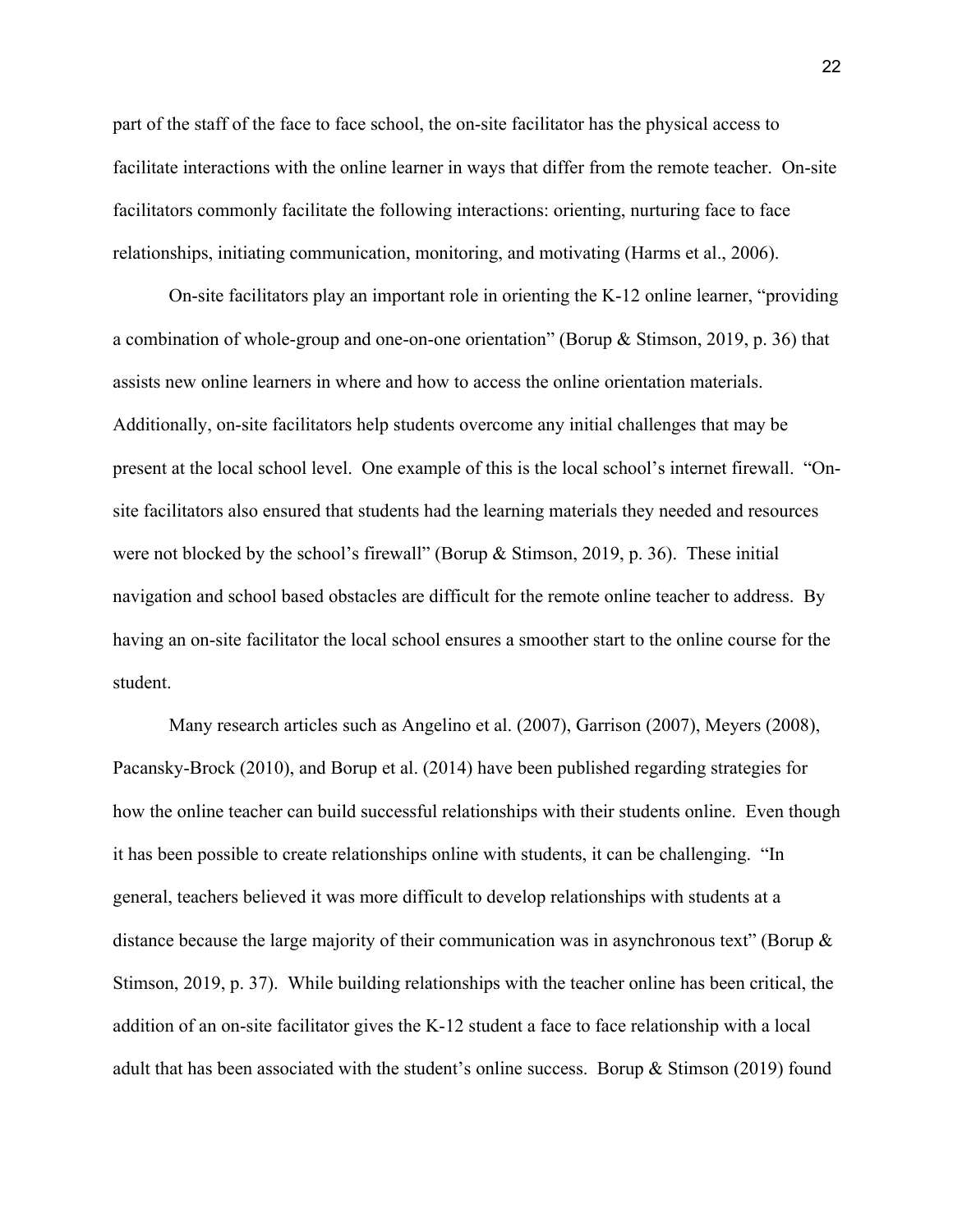part of the staff of the face to face school, the on-site facilitator has the physical access to facilitate interactions with the online learner in ways that differ from the remote teacher. On-site facilitators commonly facilitate the following interactions: orienting, nurturing face to face relationships, initiating communication, monitoring, and motivating (Harms et al., 2006).

On-site facilitators play an important role in orienting the K-12 online learner, "providing a combination of whole-group and one-on-one orientation" (Borup & Stimson, 2019, p. 36) that assists new online learners in where and how to access the online orientation materials. Additionally, on-site facilitators help students overcome any initial challenges that may be present at the local school level. One example of this is the local school's internet firewall. "On-site facilitators also ensured that students had the learning materials they needed and resources were not blocked by the school's firewall" (Borup & Stimson, 2019, p. 36). These initial navigation and school based obstacles are difficult for the remote online teacher to address. By having an on-site facilitator the local school ensures a smoother start to the online course for the student.

Many research articles such as Angelino et al. (2007), Garrison (2007), Meyers (2008), Pacansky-Brock (2010), and Borup et al. (2014) have been published regarding strategies for how the online teacher can build successful relationships with their students online. Even though it has been possible to create relationships online with students, it can be challenging. "In general, teachers believed it was more difficult to develop relationships with students at a distance because the large majority of their communication was in asynchronous text" (Borup & Stimson, 2019, p. 37). While building relationships with the teacher online has been critical, the addition of an on-site facilitator gives the K-12 student a face to face relationship with a local adult that has been associated with the student's online success. Borup & Stimson (2019) found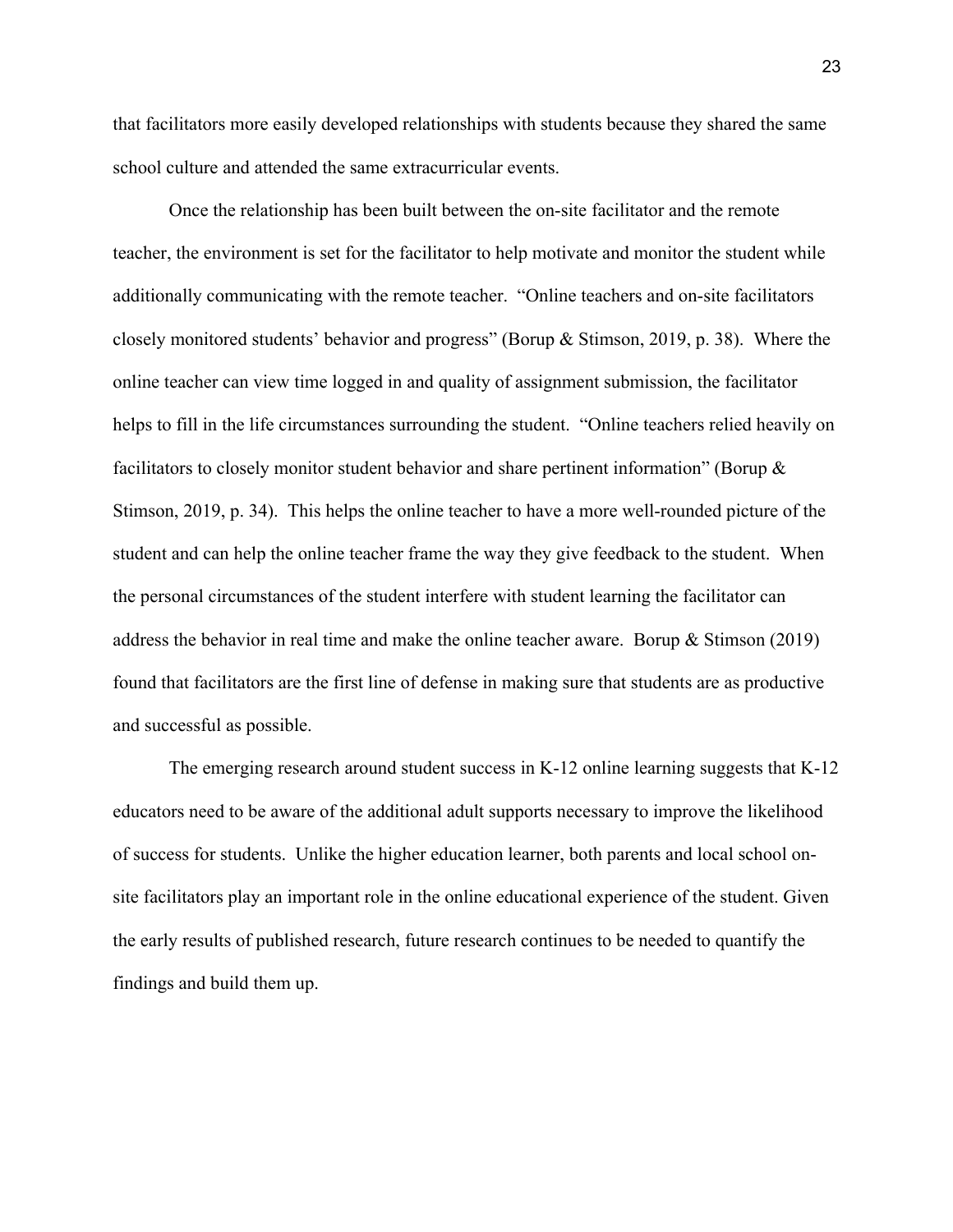that facilitators more easily developed relationships with students because they shared the same school culture and attended the same extracurricular events.

Once the relationship has been built between the on-site facilitator and the remote teacher, the environment is set for the facilitator to help motivate and monitor the student while additionally communicating with the remote teacher. "Online teachers and on-site facilitators closely monitored students' behavior and progress" (Borup & Stimson, 2019, p. 38). Where the online teacher can view time logged in and quality of assignment submission, the facilitator helps to fill in the life circumstances surrounding the student. "Online teachers relied heavily on facilitators to closely monitor student behavior and share pertinent information" (Borup & Stimson, 2019, p. 34). This helps the online teacher to have a more well-rounded picture of the student and can help the online teacher frame the way they give feedback to the student. When the personal circumstances of the student interfere with student learning the facilitator can address the behavior in real time and make the online teacher aware. Borup & Stimson (2019) found that facilitators are the first line of defense in making sure that students are as productive and successful as possible.

The emerging research around student success in K-12 online learning suggests that K-12 educators need to be aware of the additional adult supports necessary to improve the likelihood of success for students. Unlike the higher education learner, both parents and local school on-site facilitators play an important role in the online educational experience of the student. Given the early results of published research, future research continues to be needed to quantify the findings and build them up.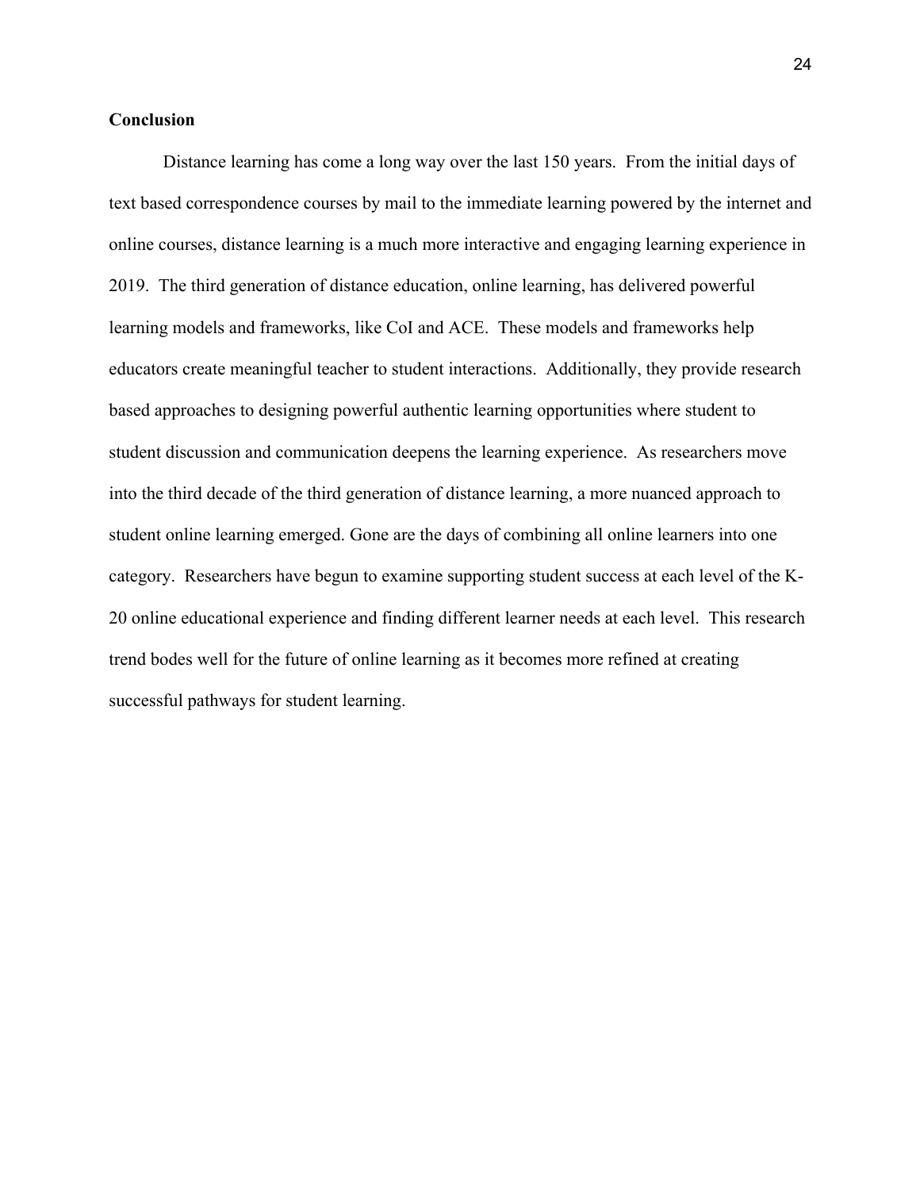**Conclusion**

Distance learning has come a long way over the last 150 years. From the initial days of text based correspondence courses by mail to the immediate learning powered by the internet and online courses, distance learning is a much more interactive and engaging learning experience in 2019. The third generation of distance education, online learning, has delivered powerful learning models and frameworks, like CoI and ACE. These models and frameworks help educators create meaningful teacher to student interactions. Additionally, they provide research based approaches to designing powerful authentic learning opportunities where student to student discussion and communication deepens the learning experience. As researchers move into the third decade of the third generation of distance learning, a more nuanced approach to student online learning emerged. Gone are the days of combining all online learners into one category. Researchers have begun to examine supporting student success at each level of the K-20 online educational experience and finding different learner needs at each level. This research trend bodes well for the future of online learning as it becomes more refined at creating successful pathways for student learning.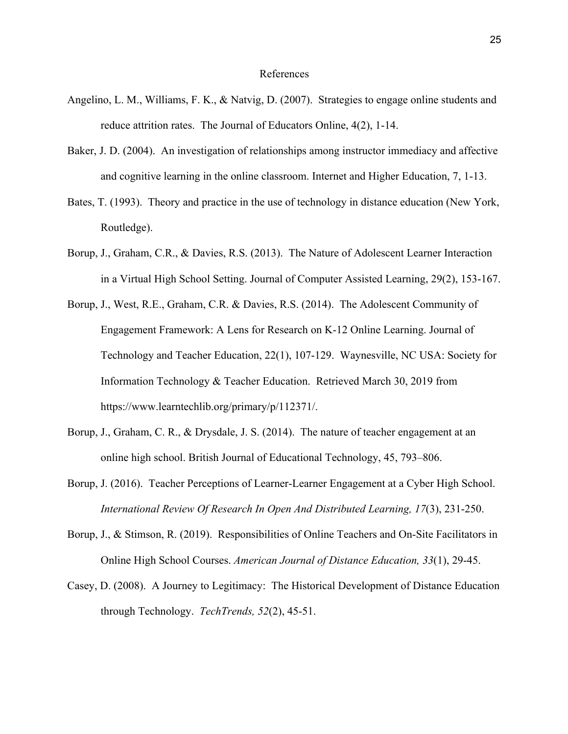# References

Angelino, L. M., Williams, F. K., & Natvig, D. (2007). Strategies to engage online students and reduce attrition rates. The Journal of Educators Online, 4(2), 1-14.

Baker, J. D. (2004). An investigation of relationships among instructor immediacy and affective and cognitive learning in the online classroom. Internet and Higher Education, 7, 1-13.

Bates, T. (1993). Theory and practice in the use of technology in distance education (New York, Routledge).

Borup, J., Graham, C.R., & Davies, R.S. (2013). The Nature of Adolescent Learner Interaction in a Virtual High School Setting. Journal of Computer Assisted Learning, 29(2), 153-167.

Borup, J., West, R.E., Graham, C.R. & Davies, R.S. (2014). The Adolescent Community of Engagement Framework: A Lens for Research on K-12 Online Learning. Journal of Technology and Teacher Education, 22(1), 107-129. Waynesville, NC USA: Society for Information Technology & Teacher Education. Retrieved March 30, 2019 from https://www.learntechlib.org/primary/p/112371/.

Borup, J., Graham, C. R., & Drysdale, J. S. (2014). The nature of teacher engagement at an online high school. British Journal of Educational Technology, 45, 793–806.

Borup, J. (2016). Teacher Perceptions of Learner-Learner Engagement at a Cyber High School. *International Review Of Research In Open And Distributed Learning, 17*(3), 231-250.

Borup, J., & Stimson, R. (2019). Responsibilities of Online Teachers and On-Site Facilitators in Online High School Courses. *American Journal of Distance Education, 33*(1), 29-45.

Casey, D. (2008). A Journey to Legitimacy: The Historical Development of Distance Education through Technology. *TechTrends, 52*(2), 45-51.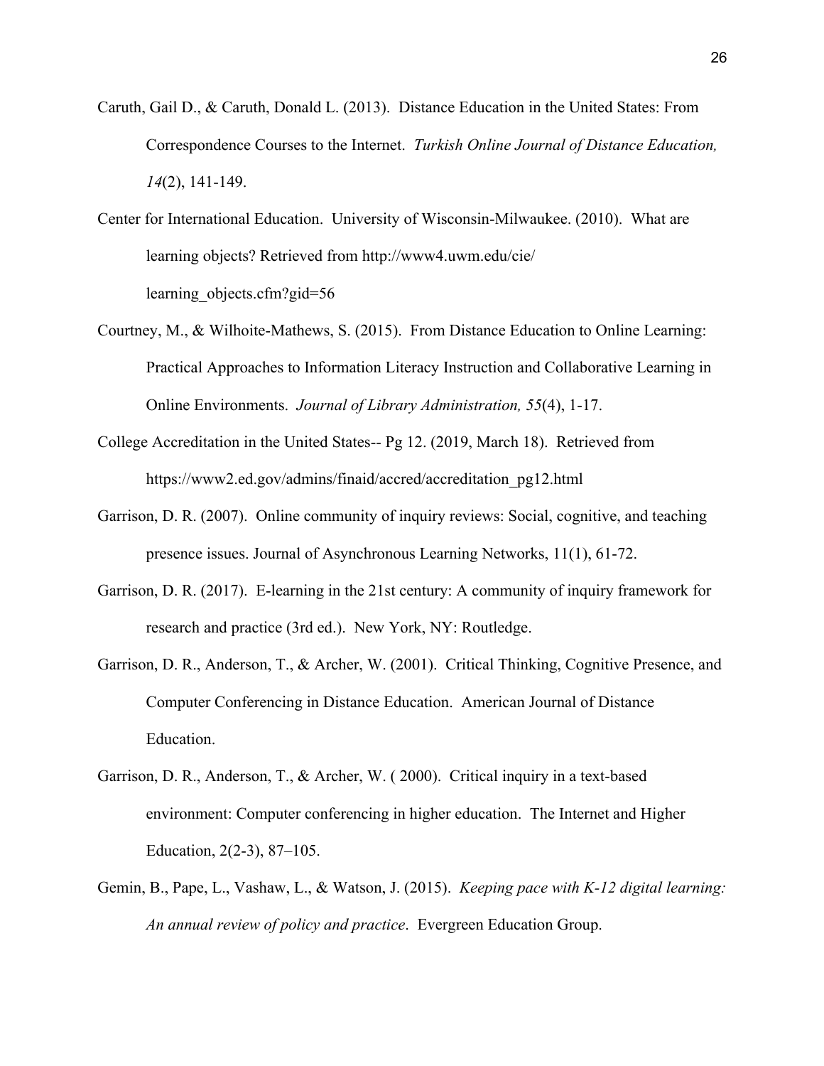Caruth, Gail D., & Caruth, Donald L. (2013). Distance Education in the United States: From Correspondence Courses to the Internet. *Turkish Online Journal of Distance Education, 14*(2), 141-149.

Center for International Education. University of Wisconsin-Milwaukee. (2010). What are learning objects? Retrieved from http://www4.uwm.edu/cie/learning_objects.cfm?gid=56

Courtney, M., & Wilhoite-Mathews, S. (2015). From Distance Education to Online Learning: Practical Approaches to Information Literacy Instruction and Collaborative Learning in Online Environments. *Journal of Library Administration, 55*(4), 1-17.

College Accreditation in the United States-- Pg 12. (2019, March 18). Retrieved from https://www2.ed.gov/admins/finaid/accred/accreditation_pg12.html

Garrison, D. R. (2007). Online community of inquiry reviews: Social, cognitive, and teaching presence issues. Journal of Asynchronous Learning Networks, 11(1), 61-72.

Garrison, D. R. (2017). E-learning in the 21st century: A community of inquiry framework for research and practice (3rd ed.). New York, NY: Routledge.

Garrison, D. R., Anderson, T., & Archer, W. (2001). Critical Thinking, Cognitive Presence, and Computer Conferencing in Distance Education. American Journal of Distance Education.

Garrison, D. R., Anderson, T., & Archer, W. ( 2000). Critical inquiry in a text-based environment: Computer conferencing in higher education. The Internet and Higher Education, 2(2-3), 87–105.

Gemin, B., Pape, L., Vashaw, L., & Watson, J. (2015). *Keeping pace with K-12 digital learning: An annual review of policy and practice*. Evergreen Education Group.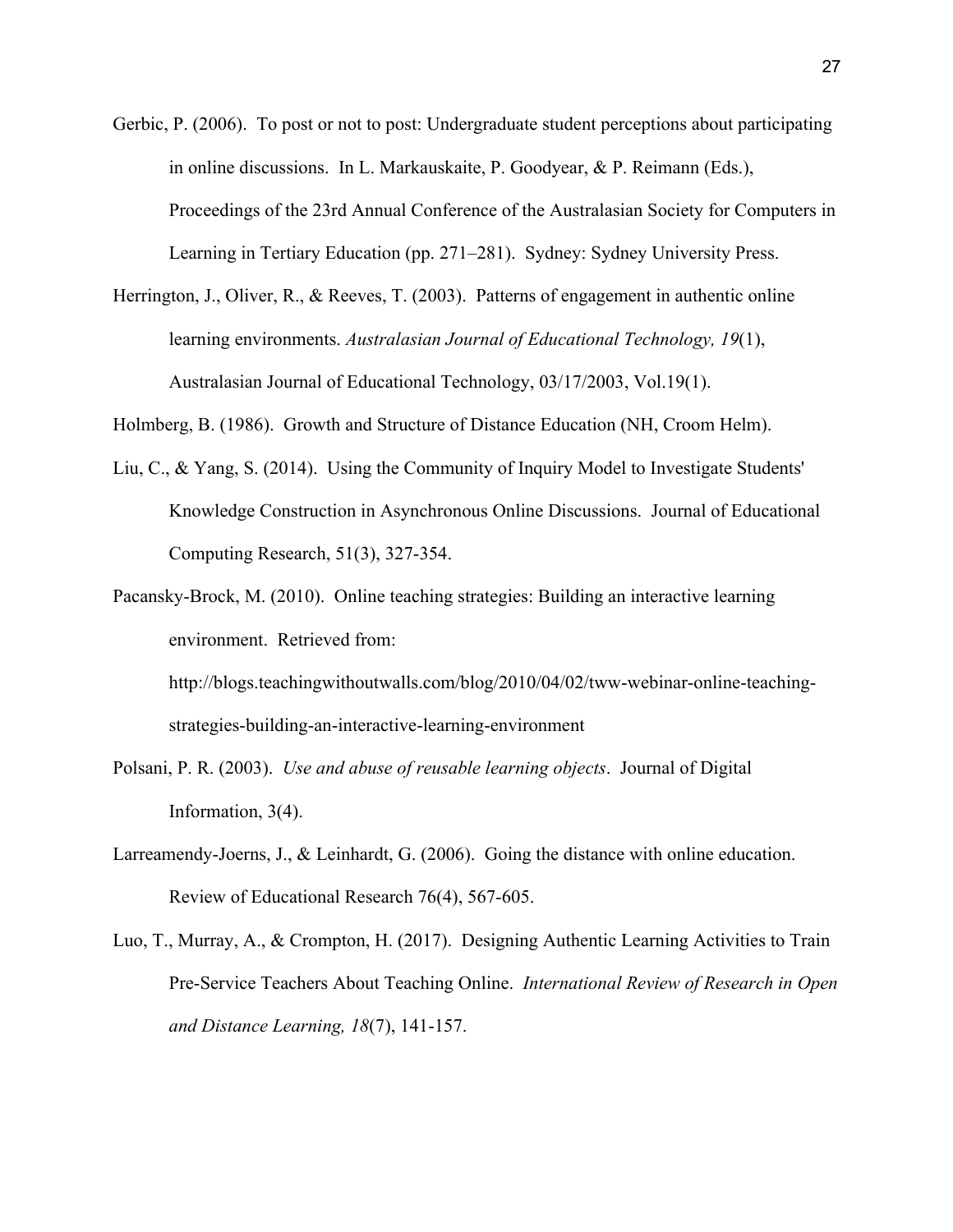Gerbic, P. (2006). To post or not to post: Undergraduate student perceptions about participating in online discussions. In L. Markauskaite, P. Goodyear, & P. Reimann (Eds.), Proceedings of the 23rd Annual Conference of the Australasian Society for Computers in Learning in Tertiary Education (pp. 271–281). Sydney: Sydney University Press.

Herrington, J., Oliver, R., & Reeves, T. (2003). Patterns of engagement in authentic online learning environments. *Australasian Journal of Educational Technology, 19*(1), Australasian Journal of Educational Technology, 03/17/2003, Vol.19(1).

Holmberg, B. (1986). Growth and Structure of Distance Education (NH, Croom Helm).

Liu, C., & Yang, S. (2014). Using the Community of Inquiry Model to Investigate Students' Knowledge Construction in Asynchronous Online Discussions. Journal of Educational Computing Research, 51(3), 327-354.

Pacansky-Brock, M. (2010). Online teaching strategies: Building an interactive learning environment. Retrieved from: http://blogs.teachingwithoutwalls.com/blog/2010/04/02/tww-webinar-online-teaching-strategies-building-an-interactive-learning-environment

Polsani, P. R. (2003). *Use and abuse of reusable learning objects*. Journal of Digital Information, 3(4).

Larreamendy-Joerns, J., & Leinhardt, G. (2006). Going the distance with online education. Review of Educational Research 76(4), 567-605.

Luo, T., Murray, A., & Crompton, H. (2017). Designing Authentic Learning Activities to Train Pre-Service Teachers About Teaching Online. *International Review of Research in Open and Distance Learning, 18*(7), 141-157.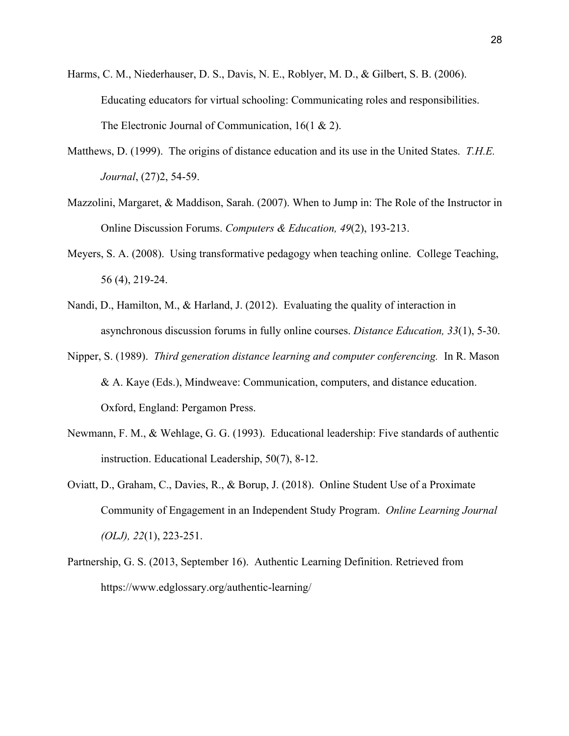Harms, C. M., Niederhauser, D. S., Davis, N. E., Roblyer, M. D., & Gilbert, S. B. (2006). Educating educators for virtual schooling: Communicating roles and responsibilities. The Electronic Journal of Communication, 16(1 & 2).

Matthews, D. (1999). The origins of distance education and its use in the United States. *T.H.E. Journal*, (27)2, 54-59.

Mazzolini, Margaret, & Maddison, Sarah. (2007). When to Jump in: The Role of the Instructor in Online Discussion Forums. *Computers & Education, 49*(2), 193-213.

Meyers, S. A. (2008). Using transformative pedagogy when teaching online. College Teaching, 56 (4), 219-24.

Nandi, D., Hamilton, M., & Harland, J. (2012). Evaluating the quality of interaction in asynchronous discussion forums in fully online courses. *Distance Education, 33*(1), 5-30.

Nipper, S. (1989). *Third generation distance learning and computer conferencing.* In R. Mason & A. Kaye (Eds.), Mindweave: Communication, computers, and distance education. Oxford, England: Pergamon Press.

Newmann, F. M., & Wehlage, G. G. (1993). Educational leadership: Five standards of authentic instruction. Educational Leadership, 50(7), 8-12.

Oviatt, D., Graham, C., Davies, R., & Borup, J. (2018). Online Student Use of a Proximate Community of Engagement in an Independent Study Program. *Online Learning Journal (OLJ), 22*(1), 223-251.

Partnership, G. S. (2013, September 16). Authentic Learning Definition. Retrieved from https://www.edglossary.org/authentic-learning/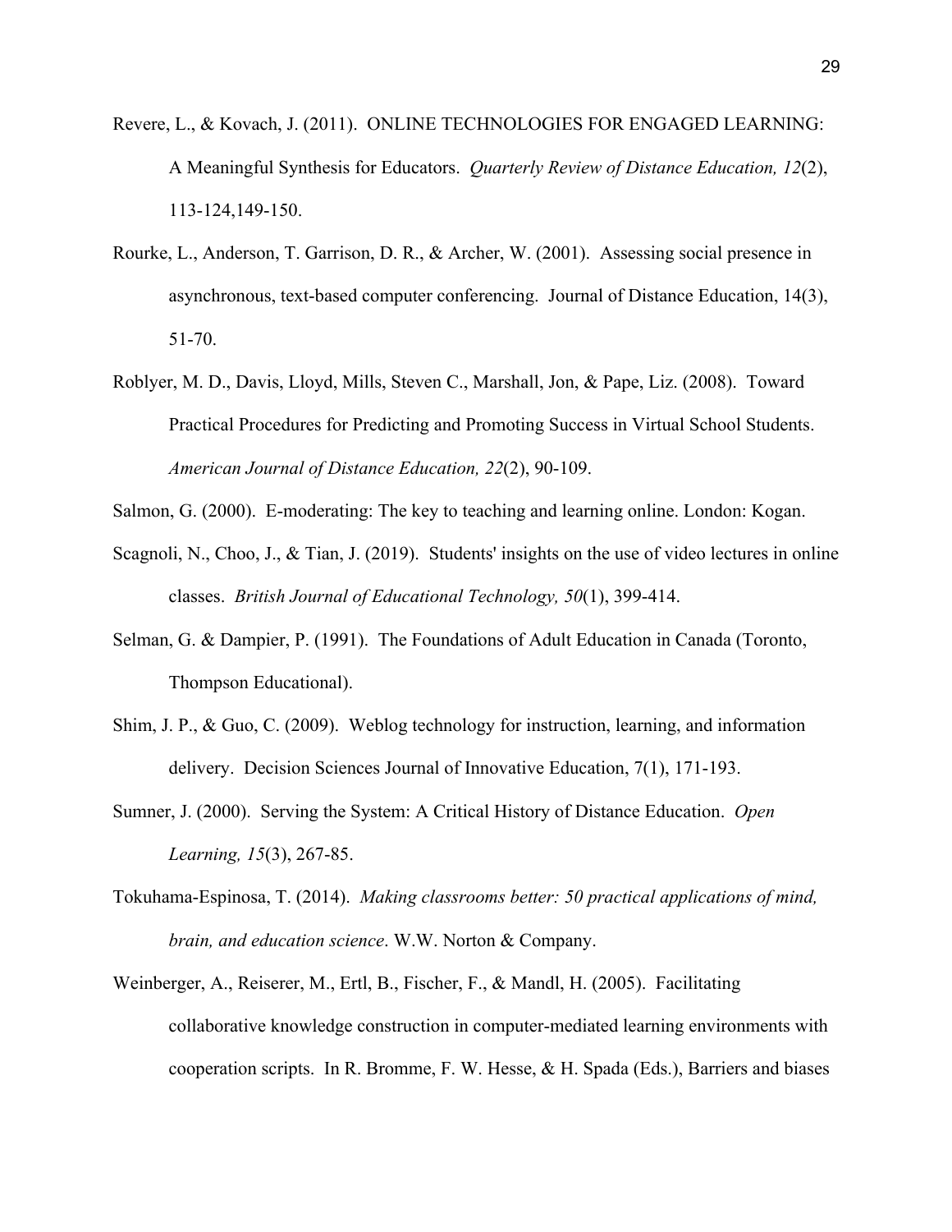Revere, L., & Kovach, J. (2011). ONLINE TECHNOLOGIES FOR ENGAGED LEARNING: A Meaningful Synthesis for Educators. *Quarterly Review of Distance Education, 12*(2), 113-124,149-150.

Rourke, L., Anderson, T. Garrison, D. R., & Archer, W. (2001). Assessing social presence in asynchronous, text-based computer conferencing. Journal of Distance Education, 14(3), 51-70.

Roblyer, M. D., Davis, Lloyd, Mills, Steven C., Marshall, Jon, & Pape, Liz. (2008). Toward Practical Procedures for Predicting and Promoting Success in Virtual School Students. *American Journal of Distance Education, 22*(2), 90-109.

Salmon, G. (2000). E-moderating: The key to teaching and learning online. London: Kogan.

Scagnoli, N., Choo, J., & Tian, J. (2019). Students' insights on the use of video lectures in online classes. *British Journal of Educational Technology, 50*(1), 399-414.

Selman, G. & Dampier, P. (1991). The Foundations of Adult Education in Canada (Toronto, Thompson Educational).

Shim, J. P., & Guo, C. (2009). Weblog technology for instruction, learning, and information delivery. Decision Sciences Journal of Innovative Education, 7(1), 171-193.

Sumner, J. (2000). Serving the System: A Critical History of Distance Education. *Open Learning, 15*(3), 267-85.

Tokuhama-Espinosa, T. (2014). *Making classrooms better: 50 practical applications of mind, brain, and education science*. W.W. Norton & Company.

Weinberger, A., Reiserer, M., Ertl, B., Fischer, F., & Mandl, H. (2005). Facilitating collaborative knowledge construction in computer-mediated learning environments with cooperation scripts. In R. Bromme, F. W. Hesse, & H. Spada (Eds.), Barriers and biases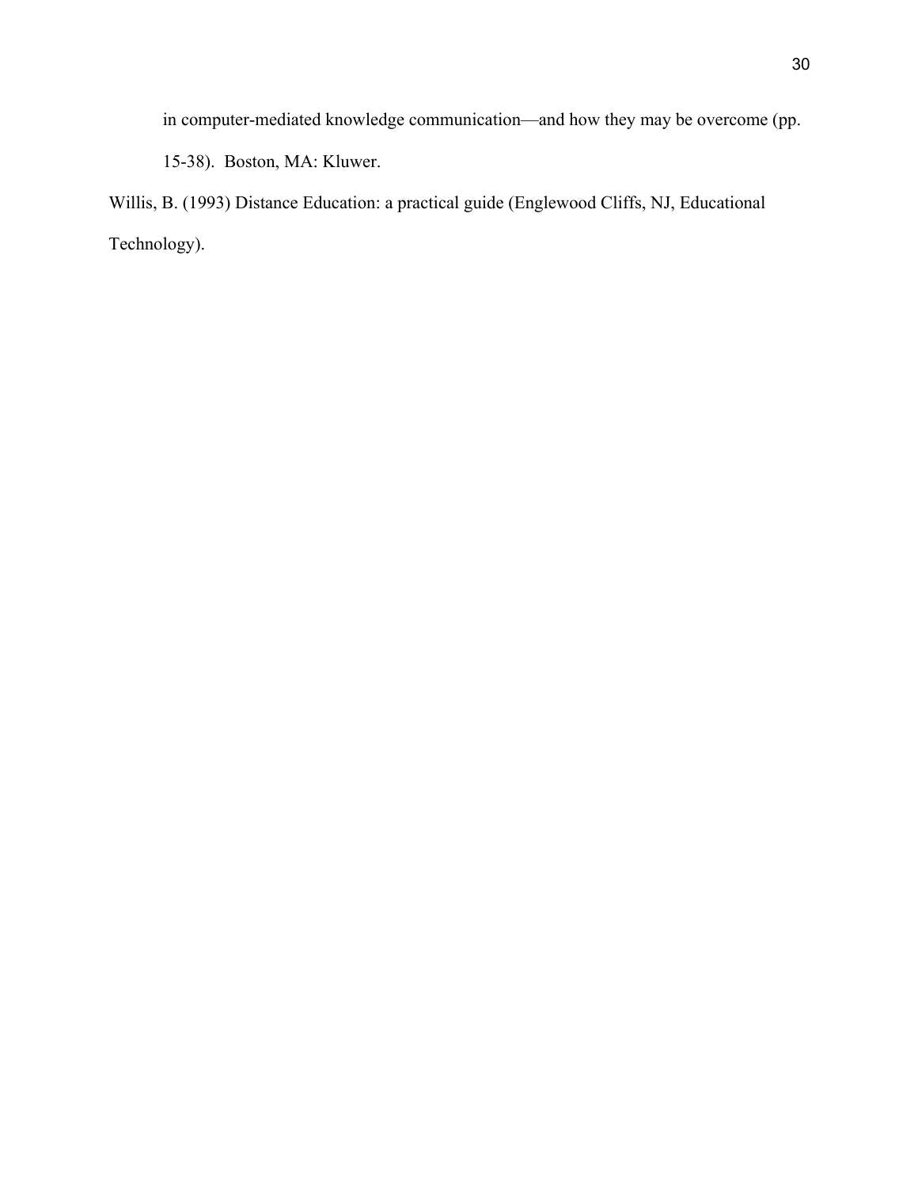in computer-mediated knowledge communication—and how they may be overcome (pp. 15-38). Boston, MA: Kluwer.

Willis, B. (1993) Distance Education: a practical guide (Englewood Cliffs, NJ, Educational Technology).